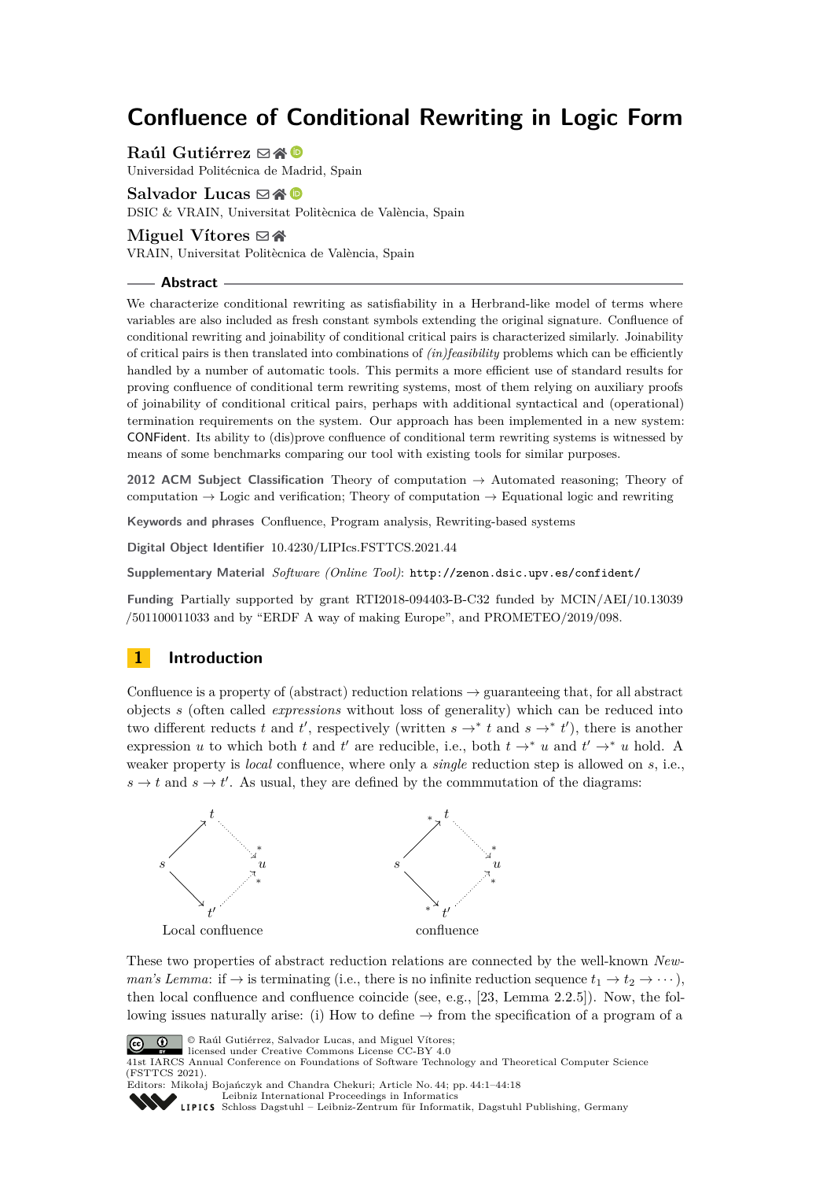# Confluence of Conditional Rewriting in Logic Form

**Raúl Gutiérrez**
Universidad Politécnica de Madrid, Spain

**Salvador Lucas**
DSIC & VRAIN, Universitat Politècnica de València, Spain

**Miguel Vítores**
VRAIN, Universitat Politècnica de València, Spain

## Abstract

We characterize conditional rewriting as satisfiability in a Herbrand-like model of terms where variables are also included as fresh constant symbols extending the original signature. Confluence of conditional rewriting and joinability of conditional critical pairs is characterized similarly. Joinability of critical pairs is then translated into combinations of *(in)feasibility* problems which can be efficiently handled by a number of automatic tools. This permits a more efficient use of standard results for proving confluence of conditional term rewriting systems, most of them relying on auxiliary proofs of joinability of conditional critical pairs, perhaps with additional syntactical and (operational) termination requirements on the system. Our approach has been implemented in a new system: CONFident. Its ability to (dis)prove confluence of conditional term rewriting systems is witnessed by means of some benchmarks comparing our tool with existing tools for similar purposes.

**2012 ACM Subject Classification** Theory of computation → Automated reasoning; Theory of computation → Logic and verification; Theory of computation → Equational logic and rewriting

**Keywords and phrases** Confluence, Program analysis, Rewriting-based systems

**Digital Object Identifier** 10.4230/LIPIcs.FSTTCS.2021.44

**Supplementary Material** *Software (Online Tool)*: `http://zenon.dsic.upv.es/confident/`

**Funding** Partially supported by grant RTI2018-094403-B-C32 funded by MCIN/AEI/10.13039/501100011033 and by "ERDF A way of making Europe", and PROMETEO/2019/098.

## 1 Introduction

Confluence is a property of (abstract) reduction relations $\to$ guaranteeing that, for all abstract objects $s$ (often called *expressions* without loss of generality) which can be reduced into two different reducts $t$ and $t'$, respectively (written $s \to^* t$ and $s \to^* t'$), there is another expression $u$ to which both $t$ and $t'$ are reducible, i.e., both $t \to^* u$ and $t' \to^* u$ hold. A weaker property is *local* confluence, where only a *single* reduction step is allowed on $s$, i.e., $s \to t$ and $s \to t'$. As usual, they are defined by the commmutation of the diagrams:

Local confluence

confluence

These two properties of abstract reduction relations are connected by the well-known *Newman's Lemma*: if $\to$ is terminating (i.e., there is no infinite reduction sequence $t_1 \to t_2 \to \cdots$), then local confluence and confluence coincide (see, e.g., [23, Lemma 2.2.5]). Now, the following issues naturally arise: (i) How to define $\to$ from the specification of a program of a

© Raúl Gutiérrez, Salvador Lucas, and Miguel Vítores;
licensed under Creative Commons License CC-BY 4.0
41st IARCS Annual Conference on Foundations of Software Technology and Theoretical Computer Science (FSTTCS 2021).
Editors: Mikołaj Bojańczyk and Chandra Chekuri; Article No. 44; pp. 44:1–44:18
Leibniz International Proceedings in Informatics
Schloss Dagstuhl – Leibniz-Zentrum für Informatik, Dagstuhl Publishing, Germany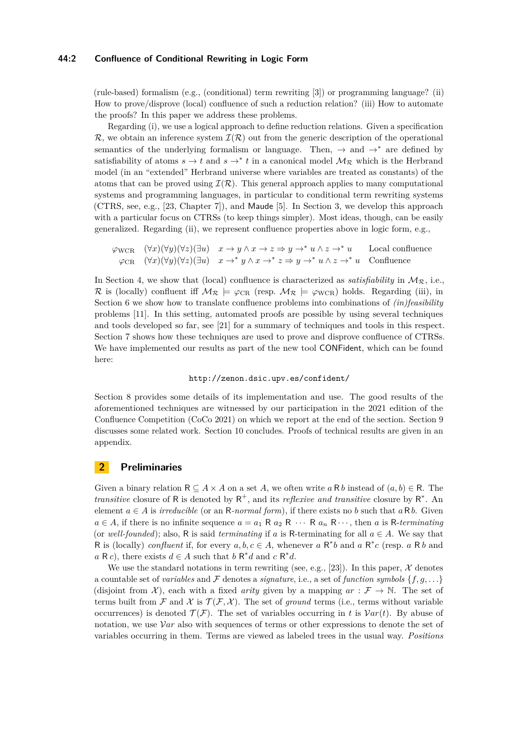(rule-based) formalism (e.g., (conditional) term rewriting [3]) or programming language? (ii) How to prove/disprove (local) confluence of such a reduction relation? (iii) How to automate the proofs? In this paper we address these problems.

Regarding (i), we use a logical approach to define reduction relations. Given a specification $\mathcal{R}$, we obtain an inference system $\mathcal{I}(\mathcal{R})$ out from the generic description of the operational semantics of the underlying formalism or language. Then, $\to$ and $\to^*$ are defined by satisfiability of atoms $s \to t$ and $s \to^* t$ in a canonical model $\mathcal{M}_\mathcal{R}$ which is the Herbrand model (in an "extended" Herbrand universe where variables are treated as constants) of the atoms that can be proved using $\mathcal{I}(\mathcal{R})$. This general approach applies to many computational systems and programming languages, in particular to conditional term rewriting systems (CTRS, see, e.g., [23, Chapter 7]), and Maude [5]. In Section 3, we develop this approach with a particular focus on CTRSs (to keep things simpler). Most ideas, though, can be easily generalized. Regarding (ii), we represent confluence properties above in logic form, e.g.,

$$\begin{array}{lll} \varphi_{\mathrm{WCR}} & (\forall x)(\forall y)(\forall z)(\exists u) \quad x \to y \wedge x \to z \Rightarrow y \to^* u \wedge z \to^* u & \text{Local confluence} \\ \varphi_{\mathrm{CR}} & (\forall x)(\forall y)(\forall z)(\exists u) \quad x \to^* y \wedge x \to^* z \Rightarrow y \to^* u \wedge z \to^* u & \text{Confluence} \end{array}$$

In Section 4, we show that (local) confluence is characterized as *satisfiability* in $\mathcal{M}_\mathcal{R}$, i.e., $\mathcal{R}$ is (locally) confluent iff $\mathcal{M}_\mathcal{R} \models \varphi_{\mathrm{CR}}$ (resp. $\mathcal{M}_\mathcal{R} \models \varphi_{\mathrm{WCR}}$) holds. Regarding (iii), in Section 6 we show how to translate confluence problems into combinations of *(in)feasibility* problems [11]. In this setting, automated proofs are possible by using several techniques and tools developed so far, see [21] for a summary of techniques and tools in this respect. Section 7 shows how these techniques are used to prove and disprove confluence of CTRSs. We have implemented our results as part of the new tool CONFident, which can be found here:

http://zenon.dsic.upv.es/confident/

Section 8 provides some details of its implementation and use. The good results of the aforementioned techniques are witnessed by our participation in the 2021 edition of the Confluence Competition (CoCo 2021) on which we report at the end of the section. Section 9 discusses some related work. Section 10 concludes. Proofs of technical results are given in an appendix.

## 2 Preliminaries

Given a binary relation $\mathsf{R} \subseteq A \times A$ on a set $A$, we often write $a \,\mathsf{R}\, b$ instead of $(a, b) \in \mathsf{R}$. The *transitive* closure of $\mathsf{R}$ is denoted by $\mathsf{R}^+$, and its *reflexive and transitive* closure by $\mathsf{R}^*$. An element $a \in A$ is *irreducible* (or an $\mathsf{R}$-*normal form*), if there exists no $b$ such that $a \,\mathsf{R}\, b$. Given $a \in A$, if there is no infinite sequence $a = a_1 \,\mathsf{R}\, a_2 \,\mathsf{R}\, \cdots \,\mathsf{R}\, a_n \,\mathsf{R} \cdots$, then $a$ is $\mathsf{R}$-*terminating* (or *well-founded*); also, $\mathsf{R}$ is said *terminating* if $a$ is $\mathsf{R}$-terminating for all $a \in A$. We say that $\mathsf{R}$ is (locally) *confluent* if, for every $a, b, c \in A$, whenever $a \,\mathsf{R}^* b$ and $a \,\mathsf{R}^* c$ (resp. $a \,\mathsf{R}\, b$ and $a \,\mathsf{R}\, c$), there exists $d \in A$ such that $b \,\mathsf{R}^* d$ and $c \,\mathsf{R}^* d$.

We use the standard notations in term rewriting (see, e.g., [23]). In this paper, $\mathcal{X}$ denotes a countable set of *variables* and $\mathcal{F}$ denotes a *signature*, i.e., a set of *function symbols* $\{f, g, \ldots\}$ (disjoint from $\mathcal{X}$), each with a fixed *arity* given by a mapping $ar : \mathcal{F} \to \mathbb{N}$. The set of terms built from $\mathcal{F}$ and $\mathcal{X}$ is $\mathcal{T}(\mathcal{F}, \mathcal{X})$. The set of *ground* terms (i.e., terms without variable occurrences) is denoted $\mathcal{T}(\mathcal{F})$. The set of variables occurring in $t$ is $\mathcal{V}ar(t)$. By abuse of notation, we use $\mathcal{V}ar$ also with sequences of terms or other expressions to denote the set of variables occurring in them. Terms are viewed as labeled trees in the usual way. *Positions*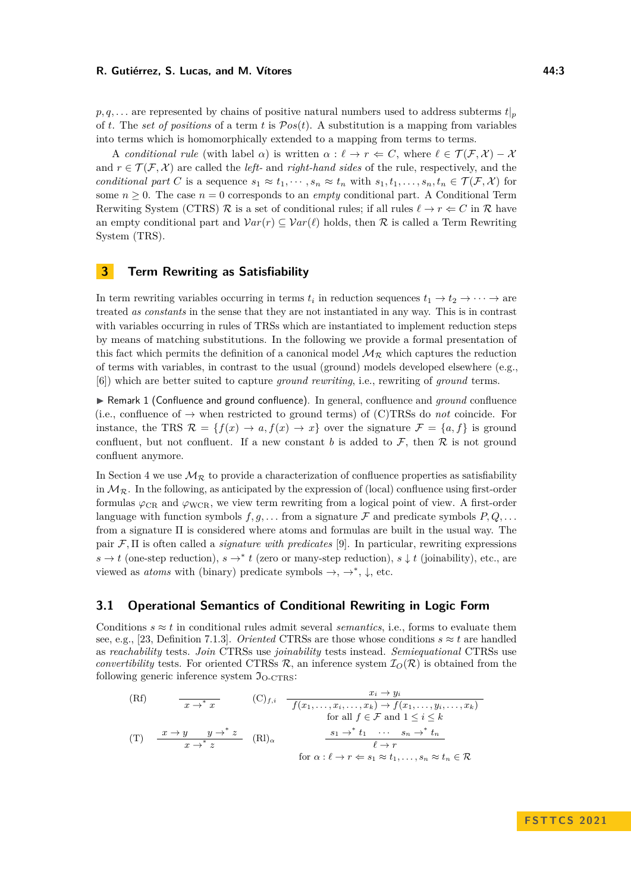$p, q, \ldots$ are represented by chains of positive natural numbers used to address subterms $t|_p$ of $t$. The *set of positions* of a term $t$ is $\mathcal{P}os(t)$. A substitution is a mapping from variables into terms which is homomorphically extended to a mapping from terms to terms.

A *conditional rule* (with label $\alpha$) is written $\alpha : \ell \to r \Leftarrow C$, where $\ell \in \mathcal{T}(\mathcal{F},\mathcal{X}) - \mathcal{X}$ and $r \in \mathcal{T}(\mathcal{F},\mathcal{X})$ are called the *left-* and *right-hand sides* of the rule, respectively, and the *conditional part* $C$ is a sequence $s_1 \approx t_1, \cdots, s_n \approx t_n$ with $s_1, t_1, \ldots, s_n, t_n \in \mathcal{T}(\mathcal{F},\mathcal{X})$ for some $n \geq 0$. The case $n = 0$ corresponds to an *empty* conditional part. A Conditional Term Rerwriting System (CTRS) $\mathcal{R}$ is a set of conditional rules; if all rules $\ell \to r \Leftarrow C$ in $\mathcal{R}$ have an empty conditional part and $\mathcal{V}ar(r) \subseteq \mathcal{V}ar(\ell)$ holds, then $\mathcal{R}$ is called a Term Rewriting System (TRS).

## 3 Term Rewriting as Satisfiability

In term rewriting variables occurring in terms $t_i$ in reduction sequences $t_1 \to t_2 \to \cdots \to$ are treated *as constants* in the sense that they are not instantiated in any way. This is in contrast with variables occurring in rules of TRSs which are instantiated to implement reduction steps by means of matching substitutions. In the following we provide a formal presentation of this fact which permits the definition of a canonical model $\mathcal{M}_{\mathcal{R}}$ which captures the reduction of terms with variables, in contrast to the usual (ground) models developed elsewhere (e.g., [6]) which are better suited to capture *ground rewriting*, i.e., rewriting of *ground* terms.

▶ Remark 1 (Confluence and ground confluence). In general, confluence and *ground* confluence (i.e., confluence of $\to$ when restricted to ground terms) of (C)TRSs do *not* coincide. For instance, the TRS $\mathcal{R} = \{f(x) \to a, f(x) \to x\}$ over the signature $\mathcal{F} = \{a, f\}$ is ground confluent, but not confluent. If a new constant $b$ is added to $\mathcal{F}$, then $\mathcal{R}$ is not ground confluent anymore.

In Section 4 we use $\mathcal{M}_{\mathcal{R}}$ to provide a characterization of confluence properties as satisfiability in $\mathcal{M}_{\mathcal{R}}$. In the following, as anticipated by the expression of (local) confluence using first-order formulas $\varphi_{\rm CR}$ and $\varphi_{\rm WCR}$, we view term rewriting from a logical point of view. A first-order language with function symbols $f, g, \ldots$ from a signature $\mathcal{F}$ and predicate symbols $P, Q, \ldots$ from a signature $\Pi$ is considered where atoms and formulas are built in the usual way. The pair $\mathcal{F}, \Pi$ is often called a *signature with predicates* [9]. In particular, rewriting expressions $s \to t$ (one-step reduction), $s \to^* t$ (zero or many-step reduction), $s \downarrow t$ (joinability), etc., are viewed as *atoms* with (binary) predicate symbols $\to$, $\to^*$, $\downarrow$, etc.

### 3.1 Operational Semantics of Conditional Rewriting in Logic Form

Conditions $s \approx t$ in conditional rules admit several *semantics*, i.e., forms to evaluate them see, e.g., [23, Definition 7.1.3]. *Oriented* CTRSs are those whose conditions $s \approx t$ are handled as *reachability* tests. *Join* CTRSs use *joinability* tests instead. *Semiequational* CTRSs use *convertibility* tests. For oriented CTRSs $\mathcal{R}$, an inference system $\mathcal{I}_O(\mathcal{R})$ is obtained from the following generic inference system $\mathfrak{I}_{\text{O-CTRS}}$:

$$\text{(Rf)} \quad \frac{}{x \to^* x} \qquad \text{(C)}_{f,i} \quad \frac{x_i \to y_i}{f(x_1,\ldots,x_i,\ldots,x_k) \to f(x_1,\ldots,y_i,\ldots,x_k)} \quad \text{for all } f \in \mathcal{F} \text{ and } 1 \leq i \leq k$$

$$\text{(T)} \quad \frac{x \to y \qquad y \to^* z}{x \to^* z} \qquad \text{(Rl)}_\alpha \quad \frac{s_1 \to^* t_1 \quad \cdots \quad s_n \to^* t_n}{\ell \to r} \quad \text{for } \alpha : \ell \to r \Leftarrow s_1 \approx t_1, \ldots, s_n \approx t_n \in \mathcal{R}$$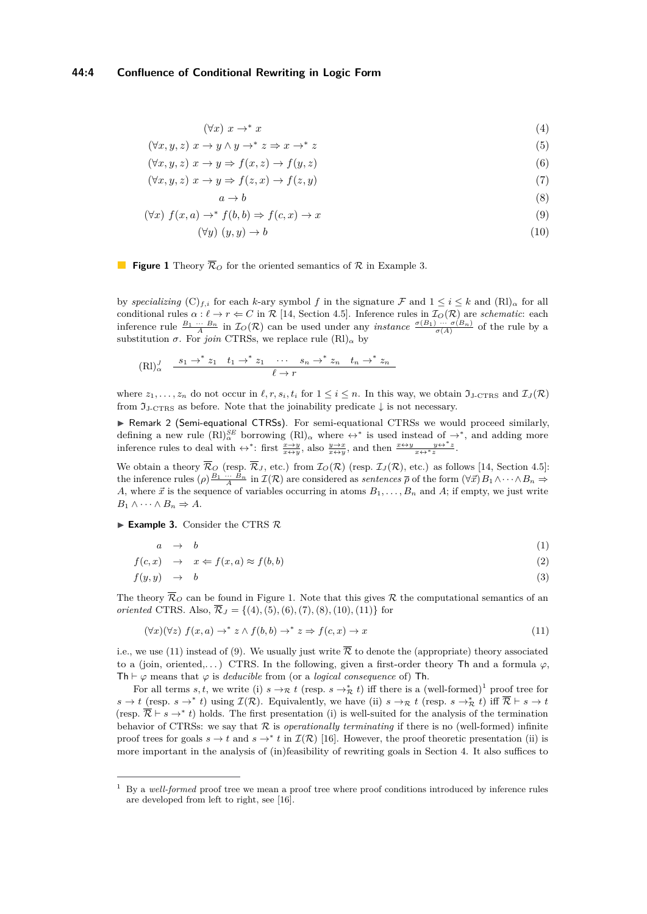$$(\forall x)\ x \to^* x \tag{4}$$

$$(\forall x, y, z)\ x \to y \wedge y \to^* z \Rightarrow x \to^* z \tag{5}$$

$$(\forall x, y, z)\ x \to y \Rightarrow f(x, z) \to f(y, z) \tag{6}$$

$$(\forall x, y, z)\ x \to y \Rightarrow f(z, x) \to f(z, y) \tag{7}$$

$$a \to b \tag{8}$$

$$(\forall x)\ f(x, a) \to^* f(b, b) \Rightarrow f(c, x) \to x \tag{9}$$

$$(\forall y)\ (y, y) \to b \tag{10}$$

**Figure 1** Theory $\overline{\mathcal{R}}_O$ for the oriented semantics of $\mathcal{R}$ in Example 3.

by *specializing* $(\mathrm{C})_{f,i}$ for each $k$-ary symbol $f$ in the signature $\mathcal{F}$ and $1 \leq i \leq k$ and $(\mathrm{Rl})_\alpha$ for all conditional rules $\alpha : \ell \to r \Leftarrow C$ in $\mathcal{R}$ [14, Section 4.5]. Inference rules in $\mathcal{I}_O(\mathcal{R})$ are *schematic*: each inference rule $\frac{B_1 \ \cdots \ B_n}{A}$ in $\mathcal{I}_O(\mathcal{R})$ can be used under any *instance* $\frac{\sigma(B_1) \ \cdots \ \sigma(B_n)}{\sigma(A)}$ of the rule by a substitution $\sigma$. For *join* CTRSs, we replace rule $(\mathrm{Rl})_\alpha$ by

$$(\mathrm{Rl})^J_\alpha \quad \frac{s_1 \to^* z_1 \quad t_1 \to^* z_1 \quad \cdots \quad s_n \to^* z_n \quad t_n \to^* z_n}{\ell \to r}$$

where $z_1, \ldots, z_n$ do not occur in $\ell, r, s_i, t_i$ for $1 \leq i \leq n$. In this way, we obtain $\mathfrak{I}_{\text{J-CTRS}}$ and $\mathcal{I}_J(\mathcal{R})$ from $\mathfrak{I}_{\text{J-CTRS}}$ as before. Note that the joinability predicate $\downarrow$ is not necessary.

▶ Remark 2 (Semi-equational CTRSs). For semi-equational CTRSs we would proceed similarly, defining a new rule $(\mathrm{Rl})^{SE}_\alpha$ borrowing $(\mathrm{Rl})_\alpha$ where $\leftrightarrow^*$ is used instead of $\to^*$, and adding more inference rules to deal with $\leftrightarrow^*$: first $\frac{x \to y}{x \leftrightarrow y}$, also $\frac{y \to x}{x \leftrightarrow y}$, and then $\frac{x \leftrightarrow y \quad y \leftrightarrow^* z}{x \leftrightarrow^* z}$.

We obtain a theory $\overline{\mathcal{R}}_O$ (resp. $\overline{\mathcal{R}}_J$, etc.) from $\mathcal{I}_O(\mathcal{R})$ (resp. $\mathcal{I}_J(\mathcal{R})$, etc.) as follows [14, Section 4.5]: the inference rules $(\rho)\frac{B_1 \ \cdots \ B_n}{A}$ in $\mathcal{I}(\mathcal{R})$ are considered as *sentences* $\overline{\rho}$ of the form $(\forall \vec{x})\, B_1 \wedge \cdots \wedge B_n \Rightarrow A$, where $\vec{x}$ is the sequence of variables occurring in atoms $B_1, \ldots, B_n$ and $A$; if empty, we just write $B_1 \wedge \cdots \wedge B_n \Rightarrow A$.

▶ **Example 3.** Consider the CTRS $\mathcal{R}$

$$a \ \to \ b \tag{1}$$

$$f(c, x) \ \to \ x \Leftarrow f(x, a) \approx f(b, b) \tag{2}$$

$$f(y, y) \ \to \ b \tag{3}$$

The theory $\overline{\mathcal{R}}_O$ can be found in Figure 1. Note that this gives $\mathcal{R}$ the computational semantics of an *oriented* CTRS. Also, $\overline{\mathcal{R}}_J = \{(4), (5), (6), (7), (8), (10), (11)\}$ for

$$(\forall x)(\forall z)\ f(x, a) \to^* z \wedge f(b, b) \to^* z \Rightarrow f(c, x) \to x \tag{11}$$

i.e., we use (11) instead of (9). We usually just write $\overline{\mathcal{R}}$ to denote the (appropriate) theory associated to a (join, oriented,...) CTRS. In the following, given a first-order theory $\mathsf{Th}$ and a formula $\varphi$, $\mathsf{Th} \vdash \varphi$ means that $\varphi$ is *deducible* from (or a *logical consequence* of) $\mathsf{Th}$.

For all terms $s, t$, we write (i) $s \to_\mathcal{R} t$ (resp. $s \to^*_\mathcal{R} t$) iff there is a (well-formed)[1] proof tree for $s \to t$ (resp. $s \to^* t$) using $\mathcal{I}(\mathcal{R})$. Equivalently, we have (ii) $s \to_\mathcal{R} t$ (resp. $s \to^*_\mathcal{R} t$) iff $\overline{\mathcal{R}} \vdash s \to t$ (resp. $\overline{\mathcal{R}} \vdash s \to^* t$) holds. The first presentation (i) is well-suited for the analysis of the termination behavior of CTRSs: we say that $\mathcal{R}$ is *operationally terminating* if there is no (well-formed) infinite proof trees for goals $s \to t$ and $s \to^* t$ in $\mathcal{I}(\mathcal{R})$ [16]. However, the proof theoretic presentation (ii) is more important in the analysis of (in)feasibility of rewriting goals in Section 4. It also suffices to

---

[1] By a *well-formed* proof tree we mean a proof tree where proof conditions introduced by inference rules are developed from left to right, see [16].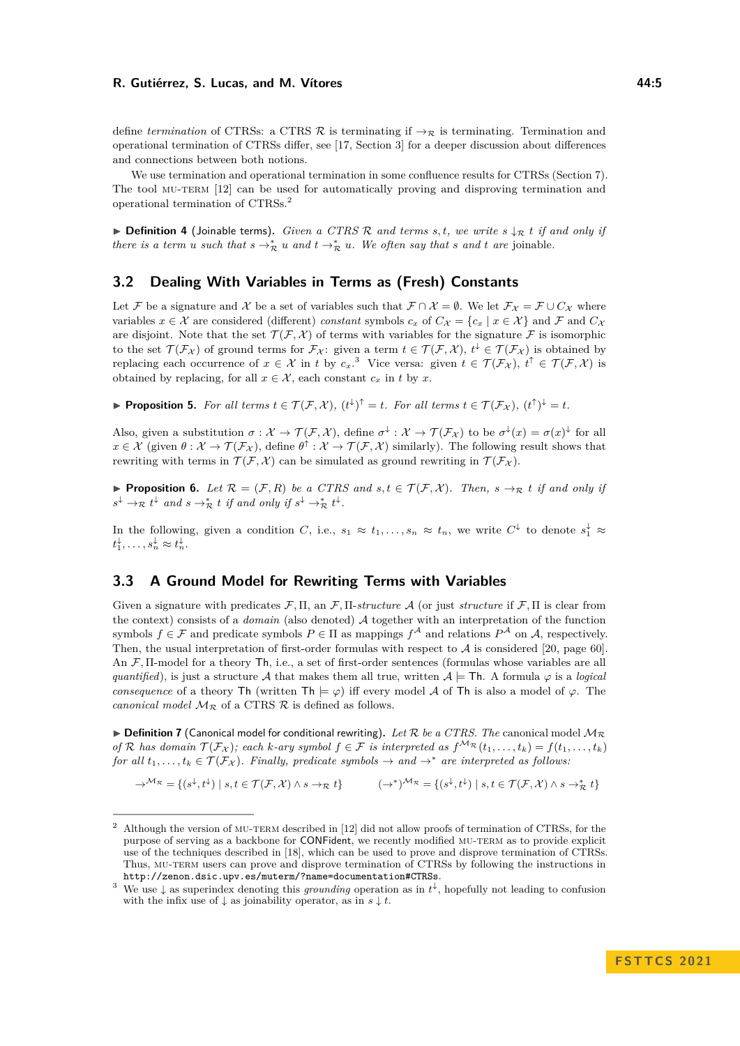define *termination* of CTRSs: a CTRS $\mathcal{R}$ is terminating if $\to_{\mathcal{R}}$ is terminating. Termination and operational termination of CTRSs differ, see [17, Section 3] for a deeper discussion about differences and connections between both notions.

We use termination and operational termination in some confluence results for CTRSs (Section 7). The tool MU-TERM [12] can be used for automatically proving and disproving termination and operational termination of CTRSs.[2]

▶ **Definition 4** (Joinable terms). *Given a CTRS $\mathcal{R}$ and terms $s, t$, we write $s \downarrow_{\mathcal{R}} t$ if and only if there is a term $u$ such that $s \to^*_{\mathcal{R}} u$ and $t \to^*_{\mathcal{R}} u$. We often say that $s$ and $t$ are* joinable.

## 3.2 Dealing With Variables in Terms as (Fresh) Constants

Let $\mathcal{F}$ be a signature and $\mathcal{X}$ be a set of variables such that $\mathcal{F} \cap \mathcal{X} = \emptyset$. We let $\mathcal{F}_{\mathcal{X}} = \mathcal{F} \cup C_{\mathcal{X}}$ where variables $x \in \mathcal{X}$ are considered (different) *constant* symbols $c_x$ of $C_{\mathcal{X}} = \{c_x \mid x \in \mathcal{X}\}$ and $\mathcal{F}$ and $C_{\mathcal{X}}$ are disjoint. Note that the set $\mathcal{T}(\mathcal{F}, \mathcal{X})$ of terms with variables for the signature $\mathcal{F}$ is isomorphic to the set $\mathcal{T}(\mathcal{F}_{\mathcal{X}})$ of ground terms for $\mathcal{F}_{\mathcal{X}}$: given a term $t \in \mathcal{T}(\mathcal{F}, \mathcal{X})$, $t^{\downarrow} \in \mathcal{T}(\mathcal{F}_{\mathcal{X}})$ is obtained by replacing each occurrence of $x \in \mathcal{X}$ in $t$ by $c_x$.[3] Vice versa: given $t \in \mathcal{T}(\mathcal{F}_{\mathcal{X}})$, $t^{\uparrow} \in \mathcal{T}(\mathcal{F}, \mathcal{X})$ is obtained by replacing, for all $x \in \mathcal{X}$, each constant $c_x$ in $t$ by $x$.

▶ **Proposition 5.** *For all terms $t \in \mathcal{T}(\mathcal{F}, \mathcal{X})$, $(t^{\downarrow})^{\uparrow} = t$. For all terms $t \in \mathcal{T}(\mathcal{F}_{\mathcal{X}})$, $(t^{\uparrow})^{\downarrow} = t$.*

Also, given a substitution $\sigma : \mathcal{X} \to \mathcal{T}(\mathcal{F}, \mathcal{X})$, define $\sigma^{\downarrow} : \mathcal{X} \to \mathcal{T}(\mathcal{F}_{\mathcal{X}})$ to be $\sigma^{\downarrow}(x) = \sigma(x)^{\downarrow}$ for all $x \in \mathcal{X}$ (given $\theta : \mathcal{X} \to \mathcal{T}(\mathcal{F}_{\mathcal{X}})$, define $\theta^{\uparrow} : \mathcal{X} \to \mathcal{T}(\mathcal{F}, \mathcal{X})$ similarly). The following result shows that rewriting with terms in $\mathcal{T}(\mathcal{F}, \mathcal{X})$ can be simulated as ground rewriting in $\mathcal{T}(\mathcal{F}_{\mathcal{X}})$.

▶ **Proposition 6.** *Let $\mathcal{R} = (\mathcal{F}, R)$ be a CTRS and $s, t \in \mathcal{T}(\mathcal{F}, \mathcal{X})$. Then, $s \to_{\mathcal{R}} t$ if and only if $s^{\downarrow} \to_{\mathcal{R}} t^{\downarrow}$ and $s \to^*_{\mathcal{R}} t$ if and only if $s^{\downarrow} \to^*_{\mathcal{R}} t^{\downarrow}$.*

In the following, given a condition $C$, i.e., $s_1 \approx t_1, \ldots, s_n \approx t_n$, we write $C^{\downarrow}$ to denote $s_1^{\downarrow} \approx t_1^{\downarrow}, \ldots, s_n^{\downarrow} \approx t_n^{\downarrow}$.

## 3.3 A Ground Model for Rewriting Terms with Variables

Given a signature with predicates $\mathcal{F}, \Pi$, an $\mathcal{F}, \Pi$-*structure* $\mathcal{A}$ (or just *structure* if $\mathcal{F}, \Pi$ is clear from the context) consists of a *domain* (also denoted) $\mathcal{A}$ together with an interpretation of the function symbols $f \in \mathcal{F}$ and predicate symbols $P \in \Pi$ as mappings $f^{\mathcal{A}}$ and relations $P^{\mathcal{A}}$ on $\mathcal{A}$, respectively. Then, the usual interpretation of first-order formulas with respect to $\mathcal{A}$ is considered [20, page 60]. An $\mathcal{F}, \Pi$-model for a theory $\mathsf{Th}$, i.e., a set of first-order sentences (formulas whose variables are all *quantified*), is just a structure $\mathcal{A}$ that makes them all true, written $\mathcal{A} \models \mathsf{Th}$. A formula $\varphi$ is a *logical consequence* of a theory $\mathsf{Th}$ (written $\mathsf{Th} \models \varphi$) iff every model $\mathcal{A}$ of $\mathsf{Th}$ is also a model of $\varphi$. The *canonical model* $\mathcal{M}_{\mathcal{R}}$ of a CTRS $\mathcal{R}$ is defined as follows.

▶ **Definition 7** (Canonical model for conditional rewriting). *Let $\mathcal{R}$ be a CTRS. The* canonical model $\mathcal{M}_{\mathcal{R}}$ *of $\mathcal{R}$ has domain $\mathcal{T}(\mathcal{F}_{\mathcal{X}})$; each $k$-ary symbol $f \in \mathcal{F}$ is interpreted as $f^{\mathcal{M}_{\mathcal{R}}}(t_1, \ldots, t_k) = f(t_1, \ldots, t_k)$ for all $t_1, \ldots, t_k \in \mathcal{T}(\mathcal{F}_{\mathcal{X}})$. Finally, predicate symbols $\to$ and $\to^*$ are interpreted as follows:*

$$\to^{\mathcal{M}_{\mathcal{R}}} = \{(s^{\downarrow}, t^{\downarrow}) \mid s, t \in \mathcal{T}(\mathcal{F}, \mathcal{X}) \wedge s \to_{\mathcal{R}} t\} \qquad (\to^*)^{\mathcal{M}_{\mathcal{R}}} = \{(s^{\downarrow}, t^{\downarrow}) \mid s, t \in \mathcal{T}(\mathcal{F}, \mathcal{X}) \wedge s \to^*_{\mathcal{R}} t\}$$

---

[2] Although the version of MU-TERM described in [12] did not allow proofs of termination of CTRSs, for the purpose of serving as a backbone for CONFident, we recently modified MU-TERM as to provide explicit use of the techniques described in [18], which can be used to prove and disprove termination of CTRSs. Thus, MU-TERM users can prove and disprove termination of CTRSs by following the instructions in `http://zenon.dsic.upv.es/muterm/?name=documentation#CTRSs`.

[3] We use $\downarrow$ as superindex denoting this *grounding* operation as in $t^{\downarrow}$, hopefully not leading to confusion with the infix use of $\downarrow$ as joinability operator, as in $s \downarrow t$.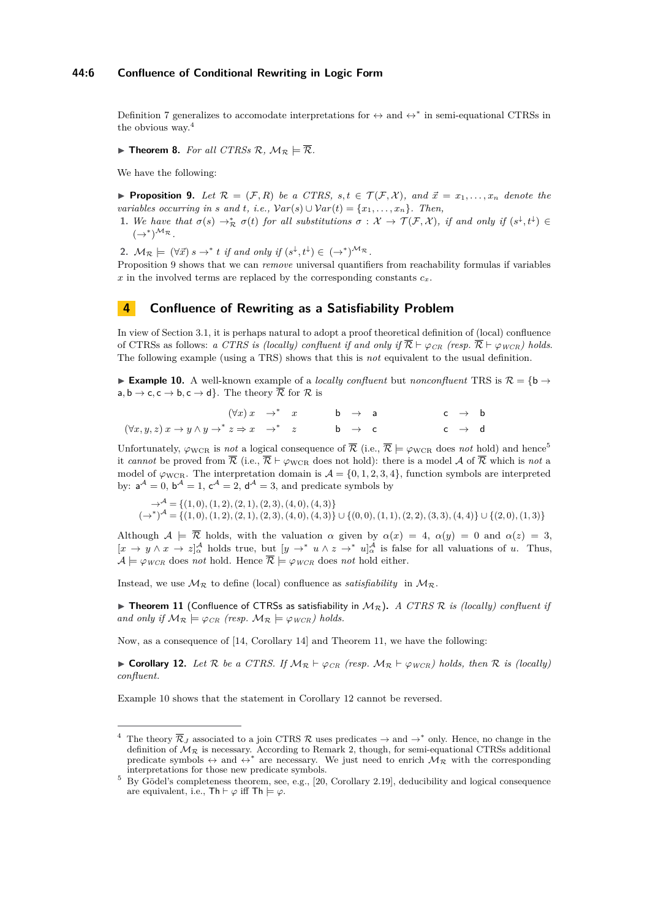Definition 7 generalizes to accomodate interpretations for $\leftrightarrow$ and $\leftrightarrow^*$ in semi-equational CTRSs in the obvious way.[4]

▶ **Theorem 8.** *For all CTRSs $\mathcal{R}$, $\mathcal{M}_\mathcal{R} \models \overline{\mathcal{R}}$.*

We have the following:

▶ **Proposition 9.** *Let $\mathcal{R} = (\mathcal{F}, R)$ be a CTRS, $s, t \in \mathcal{T}(\mathcal{F}, \mathcal{X})$, and $\vec{x} = x_1, \ldots, x_n$ denote the variables occurring in $s$ and $t$, i.e., $\mathcal{V}ar(s) \cup \mathcal{V}ar(t) = \{x_1, \ldots, x_n\}$. Then,*

1. *We have that $\sigma(s) \to^*_\mathcal{R} \sigma(t)$ for all substitutions $\sigma : \mathcal{X} \to \mathcal{T}(\mathcal{F}, \mathcal{X})$, if and only if $(s^\downarrow, t^\downarrow) \in (\to^*)^{\mathcal{M}_\mathcal{R}}$.*
2. *$\mathcal{M}_\mathcal{R} \models (\forall \vec{x})\, s \to^* t$ if and only if $(s^\downarrow, t^\downarrow) \in (\to^*)^{\mathcal{M}_\mathcal{R}}$.*

Proposition 9 shows that we can *remove* universal quantifiers from reachability formulas if variables $x$ in the involved terms are replaced by the corresponding constants $c_x$.

## 4 Confluence of Rewriting as a Satisfiability Problem

In view of Section 3.1, it is perhaps natural to adopt a proof theoretical definition of (local) confluence of CTRSs as follows: *a CTRS is (locally) confluent if and only if $\overline{\mathcal{R}} \vdash \varphi_{CR}$ (resp. $\overline{\mathcal{R}} \vdash \varphi_{WCR}$) holds*. The following example (using a TRS) shows that this is *not* equivalent to the usual definition.

▶ **Example 10.** A well-known example of a *locally confluent* but *nonconfluent* TRS is $\mathcal{R} = \{\mathsf{b} \to \mathsf{a}, \mathsf{b} \to \mathsf{c}, \mathsf{c} \to \mathsf{b}, \mathsf{c} \to \mathsf{d}\}$. The theory $\overline{\mathcal{R}}$ for $\mathcal{R}$ is

$$
\begin{array}{rclcrclcrcl}
(\forall x)\; x & \to^* & x & \quad & \mathsf{b} & \to & \mathsf{a} & \quad & \mathsf{c} & \to & \mathsf{b} \\
(\forall x, y, z)\; x \to y \wedge y \to^* z \Rightarrow x & \to^* & z & & \mathsf{b} & \to & \mathsf{c} & & \mathsf{c} & \to & \mathsf{d}
\end{array}
$$

Unfortunately, $\varphi_{\mathrm{WCR}}$ is *not* a logical consequence of $\overline{\mathcal{R}}$ (i.e., $\overline{\mathcal{R}} \models \varphi_{\mathrm{WCR}}$ does *not* hold) and hence[5] it *cannot* be proved from $\overline{\mathcal{R}}$ (i.e., $\overline{\mathcal{R}} \vdash \varphi_{\mathrm{WCR}}$ does not hold): there is a model $\mathcal{A}$ of $\overline{\mathcal{R}}$ which is *not* a model of $\varphi_{\mathrm{WCR}}$. The interpretation domain is $\mathcal{A} = \{0, 1, 2, 3, 4\}$, function symbols are interpreted by: $\mathsf{a}^\mathcal{A} = 0$, $\mathsf{b}^\mathcal{A} = 1$, $\mathsf{c}^\mathcal{A} = 2$, $\mathsf{d}^\mathcal{A} = 3$, and predicate symbols by

$$
\begin{aligned}
\to^\mathcal{A} &= \{(1,0),(1,2),(2,1),(2,3),(4,0),(4,3)\} \\
(\to^*)^\mathcal{A} &= \{(1,0),(1,2),(2,1),(2,3),(4,0),(4,3)\} \cup \{(0,0),(1,1),(2,2),(3,3),(4,4)\} \cup \{(2,0),(1,3)\}
\end{aligned}
$$

Although $\mathcal{A} \models \overline{\mathcal{R}}$ holds, with the valuation $\alpha$ given by $\alpha(x) = 4$, $\alpha(y) = 0$ and $\alpha(z) = 3$, $[x \to y \wedge x \to z]^\mathcal{A}_\alpha$ holds true, but $[y \to^* u \wedge z \to^* u]^\mathcal{A}_\alpha$ is false for all valuations of $u$. Thus, $\mathcal{A} \models \varphi_{WCR}$ does *not* hold. Hence $\overline{\mathcal{R}} \models \varphi_{WCR}$ does *not* hold either.

Instead, we use $\mathcal{M}_\mathcal{R}$ to define (local) confluence as *satisfiability* in $\mathcal{M}_\mathcal{R}$.

▶ **Theorem 11** (Confluence of CTRSs as satisfiability in $\mathcal{M}_\mathcal{R}$)**.** *A CTRS $\mathcal{R}$ is (locally) confluent if and only if $\mathcal{M}_\mathcal{R} \models \varphi_{CR}$ (resp. $\mathcal{M}_\mathcal{R} \models \varphi_{WCR}$) holds.*

Now, as a consequence of [14, Corollary 14] and Theorem 11, we have the following:

▶ **Corollary 12.** *Let $\mathcal{R}$ be a CTRS. If $\mathcal{M}_\mathcal{R} \vdash \varphi_{CR}$ (resp. $\mathcal{M}_\mathcal{R} \vdash \varphi_{WCR}$) holds, then $\mathcal{R}$ is (locally) confluent.*

Example 10 shows that the statement in Corollary 12 cannot be reversed.

---

[4] The theory $\overline{\mathcal{R}}_J$ associated to a join CTRS $\mathcal{R}$ uses predicates $\to$ and $\to^*$ only. Hence, no change in the definition of $\mathcal{M}_\mathcal{R}$ is necessary. According to Remark 2, though, for semi-equational CTRSs additional predicate symbols $\leftrightarrow$ and $\leftrightarrow^*$ are necessary. We just need to enrich $\mathcal{M}_\mathcal{R}$ with the corresponding interpretations for those new predicate symbols.

[5] By Gödel's completeness theorem, see, e.g., [20, Corollary 2.19], deducibility and logical consequence are equivalent, i.e., $\mathsf{Th} \vdash \varphi$ iff $\mathsf{Th} \models \varphi$.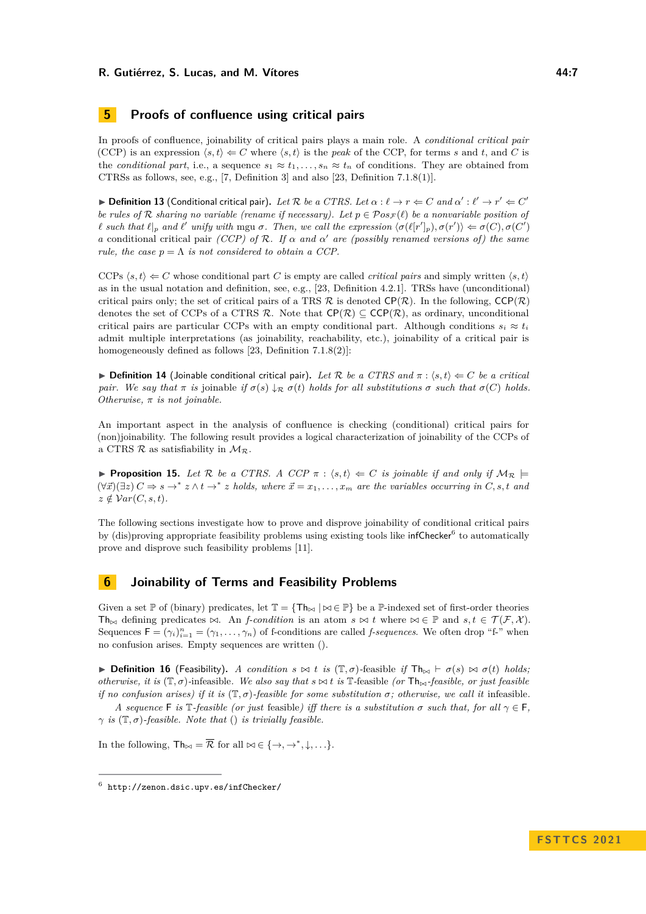## 5 Proofs of confluence using critical pairs

In proofs of confluence, joinability of critical pairs plays a main role. A *conditional critical pair* (CCP) is an expression $\langle s, t\rangle \Leftarrow C$ where $\langle s, t\rangle$ is the *peak* of the CCP, for terms $s$ and $t$, and $C$ is the *conditional part*, i.e., a sequence $s_1 \approx t_1, \ldots, s_n \approx t_n$ of conditions. They are obtained from CTRSs as follows, see, e.g., [7, Definition 3] and also [23, Definition 7.1.8(1)].

▶ **Definition 13** (Conditional critical pair). *Let $\mathcal{R}$ be a CTRS. Let $\alpha : \ell \to r \Leftarrow C$ and $\alpha' : \ell' \to r' \Leftarrow C'$ be rules of $\mathcal{R}$ sharing no variable (rename if necessary). Let $p \in \mathcal{P}os_{\mathcal{F}}(\ell)$ be a nonvariable position of $\ell$ such that $\ell|_p$ and $\ell'$ unify with* mgu $\sigma$*. Then, we call the expression $\langle \sigma(\ell[r']_p), \sigma(r')\rangle \Leftarrow \sigma(C), \sigma(C')$ a* conditional critical pair *(CCP) of $\mathcal{R}$. If $\alpha$ and $\alpha'$ are (possibly renamed versions of) the same rule, the case $p = \Lambda$ is not considered to obtain a CCP.*

CCPs $\langle s, t\rangle \Leftarrow C$ whose conditional part $C$ is empty are called *critical pairs* and simply written $\langle s, t\rangle$ as in the usual notation and definition, see, e.g., [23, Definition 4.2.1]. TRSs have (unconditional) critical pairs only; the set of critical pairs of a TRS $\mathcal{R}$ is denoted $\mathsf{CP}(\mathcal{R})$. In the following, $\mathsf{CCP}(\mathcal{R})$ denotes the set of CCPs of a CTRS $\mathcal{R}$. Note that $\mathsf{CP}(\mathcal{R}) \subseteq \mathsf{CCP}(\mathcal{R})$, as ordinary, unconditional critical pairs are particular CCPs with an empty conditional part. Although conditions $s_i \approx t_i$ admit multiple interpretations (as joinability, reachability, etc.), joinability of a critical pair is homogeneously defined as follows [23, Definition 7.1.8(2)]:

▶ **Definition 14** (Joinable conditional critical pair). *Let $\mathcal{R}$ be a CTRS and $\pi : \langle s, t\rangle \Leftarrow C$ be a critical pair. We say that $\pi$ is* joinable *if $\sigma(s) \downarrow_{\mathcal{R}} \sigma(t)$ holds for all substitutions $\sigma$ such that $\sigma(C)$ holds. Otherwise, $\pi$ is not joinable.*

An important aspect in the analysis of confluence is checking (conditional) critical pairs for (non)joinability. The following result provides a logical characterization of joinability of the CCPs of a CTRS $\mathcal{R}$ as satisfiability in $\mathcal{M}_{\mathcal{R}}$.

▶ **Proposition 15.** *Let $\mathcal{R}$ be a CTRS. A CCP $\pi : \langle s, t\rangle \Leftarrow C$ is joinable if and only if $\mathcal{M}_{\mathcal{R}} \models (\forall \vec{x})(\exists z)\, C \Rightarrow s \to^* z \wedge t \to^* z$ holds, where $\vec{x} = x_1, \ldots, x_m$ are the variables occurring in $C, s, t$ and $z \notin \mathcal{V}ar(C, s, t)$.*

The following sections investigate how to prove and disprove joinability of conditional critical pairs by (dis)proving appropriate feasibility problems using existing tools like infChecker[6] to automatically prove and disprove such feasibility problems [11].

## 6 Joinability of Terms and Feasibility Problems

Given a set $\mathbb{P}$ of (binary) predicates, let $\mathbb{T} = \{\mathsf{Th}_{\bowtie} \mid \bowtie \in \mathbb{P}\}$ be a $\mathbb{P}$-indexed set of first-order theories $\mathsf{Th}_{\bowtie}$ defining predicates $\bowtie$. An *f-condition* is an atom $s \bowtie t$ where $\bowtie \in \mathbb{P}$ and $s, t \in \mathcal{T}(\mathcal{F}, \mathcal{X})$. Sequences $\mathsf{F} = (\gamma_i)_{i=1}^n = (\gamma_1, \ldots, \gamma_n)$ of f-conditions are called *f-sequences*. We often drop "f-" when no confusion arises. Empty sequences are written ().

▶ **Definition 16** (Feasibility). *A condition $s \bowtie t$ is $(\mathbb{T}, \sigma)$-feasible if $\mathsf{Th}_{\bowtie} \vdash \sigma(s) \bowtie \sigma(t)$ holds; otherwise, it is $(\mathbb{T}, \sigma)$-infeasible. We also say that $s \bowtie t$ is $\mathbb{T}$-feasible (or $\mathsf{Th}_{\bowtie}$-feasible, or just feasible if no confusion arises) if it is $(\mathbb{T}, \sigma)$-feasible for some substitution $\sigma$; otherwise, we call it* infeasible.

*A sequence $\mathsf{F}$ is $\mathbb{T}$-feasible (or just* feasible*) iff there is a substitution $\sigma$ such that, for all $\gamma \in \mathsf{F}$, $\gamma$ is $(\mathbb{T}, \sigma)$-feasible. Note that () is trivially feasible.*

In the following, $\mathsf{Th}_{\bowtie} = \overline{\mathcal{R}}$ for all $\bowtie \in \{\to, \to^*, \downarrow, \ldots\}$.

[6] http://zenon.dsic.upv.es/infChecker/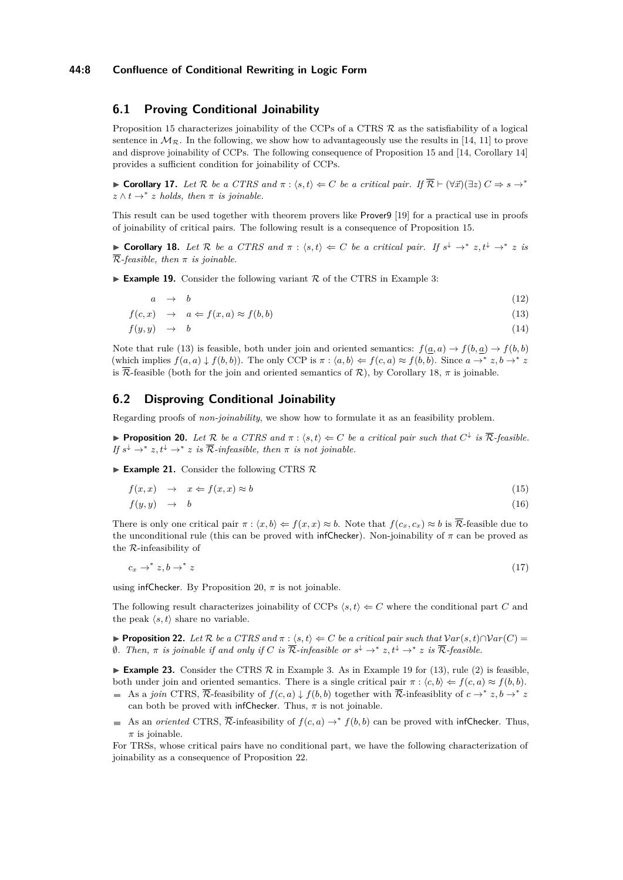## 6.1 Proving Conditional Joinability

Proposition 15 characterizes joinability of the CCPs of a CTRS $\mathcal{R}$ as the satisfiability of a logical sentence in $\mathcal{M}_{\mathcal{R}}$. In the following, we show how to advantageously use the results in [14, 11] to prove and disprove joinability of CCPs. The following consequence of Proposition 15 and [14, Corollary 14] provides a sufficient condition for joinability of CCPs.

▶ **Corollary 17.** *Let $\mathcal{R}$ be a CTRS and $\pi : \langle s, t\rangle \Leftarrow C$ be a critical pair. If $\overline{\mathcal{R}} \vdash (\forall\vec{x})(\exists z)\, C \Rightarrow s \to^* z \wedge t \to^* z$ holds, then $\pi$ is joinable.*

This result can be used together with theorem provers like Prover9 [19] for a practical use in proofs of joinability of critical pairs. The following result is a consequence of Proposition 15.

▶ **Corollary 18.** *Let $\mathcal{R}$ be a CTRS and $\pi : \langle s, t\rangle \Leftarrow C$ be a critical pair. If $s^{\downarrow} \to^* z, t^{\downarrow} \to^* z$ is $\overline{\mathcal{R}}$-feasible, then $\pi$ is joinable.*

▶ **Example 19.** Consider the following variant $\mathcal{R}$ of the CTRS in Example 3:

$$a \to b \tag{12}$$

$$f(c, x) \to a \Leftarrow f(x, a) \approx f(b, b) \tag{13}$$

$$f(y, y) \to b \tag{14}$$

Note that rule (13) is feasible, both under join and oriented semantics: $f(\underline{a}, a) \to f(b, \underline{a}) \to f(b, b)$ (which implies $f(a, a) \downarrow f(b, b)$). The only CCP is $\pi : \langle a, b\rangle \Leftarrow f(c, a) \approx f(b, b)$. Since $a \to^* z, b \to^* z$ is $\overline{\mathcal{R}}$-feasible (both for the join and oriented semantics of $\mathcal{R}$), by Corollary 18, $\pi$ is joinable.

## 6.2 Disproving Conditional Joinability

Regarding proofs of *non-joinability*, we show how to formulate it as an feasibility problem.

▶ **Proposition 20.** *Let $\mathcal{R}$ be a CTRS and $\pi : \langle s, t\rangle \Leftarrow C$ be a critical pair such that $C^{\downarrow}$ is $\overline{\mathcal{R}}$-feasible. If $s^{\downarrow} \to^* z, t^{\downarrow} \to^* z$ is $\overline{\mathcal{R}}$-infeasible, then $\pi$ is not joinable.*

▶ **Example 21.** Consider the following CTRS $\mathcal{R}$

$$f(x, x) \to x \Leftarrow f(x, x) \approx b \tag{15}$$

$$f(y, y) \to b \tag{16}$$

There is only one critical pair $\pi : \langle x, b\rangle \Leftarrow f(x, x) \approx b$. Note that $f(c_x, c_x) \approx b$ is $\overline{\mathcal{R}}$-feasible due to the unconditional rule (this can be proved with infChecker). Non-joinability of $\pi$ can be proved as the $\mathcal{R}$-infeasibility of

$$c_x \to^* z, b \to^* z \tag{17}$$

using infChecker. By Proposition 20, $\pi$ is not joinable.

The following result characterizes joinability of CCPs $\langle s, t\rangle \Leftarrow C$ where the conditional part $C$ and the peak $\langle s, t\rangle$ share no variable.

▶ **Proposition 22.** *Let $\mathcal{R}$ be a CTRS and $\pi : \langle s, t\rangle \Leftarrow C$ be a critical pair such that $\mathcal{V}ar(s, t) \cap \mathcal{V}ar(C) = \emptyset$. Then, $\pi$ is joinable if and only if $C$ is $\overline{\mathcal{R}}$-infeasible or $s^{\downarrow} \to^* z, t^{\downarrow} \to^* z$ is $\overline{\mathcal{R}}$-feasible.*

▶ **Example 23.** Consider the CTRS $\mathcal{R}$ in Example 3. As in Example 19 for (13), rule (2) is feasible, both under join and oriented semantics. There is a single critical pair $\pi : \langle c, b\rangle \Leftarrow f(c, a) \approx f(b, b)$.

- As a *join* CTRS, $\overline{\mathcal{R}}$-feasibility of $f(c, a) \downarrow f(b, b)$ together with $\overline{\mathcal{R}}$-infeasiblity of $c \to^* z, b \to^* z$ can both be proved with infChecker. Thus, $\pi$ is not joinable.
- As an *oriented* CTRS, $\overline{\mathcal{R}}$-infeasibility of $f(c, a) \to^* f(b, b)$ can be proved with infChecker. Thus, $\pi$ is joinable.

For TRSs, whose critical pairs have no conditional part, we have the following characterization of joinability as a consequence of Proposition 22.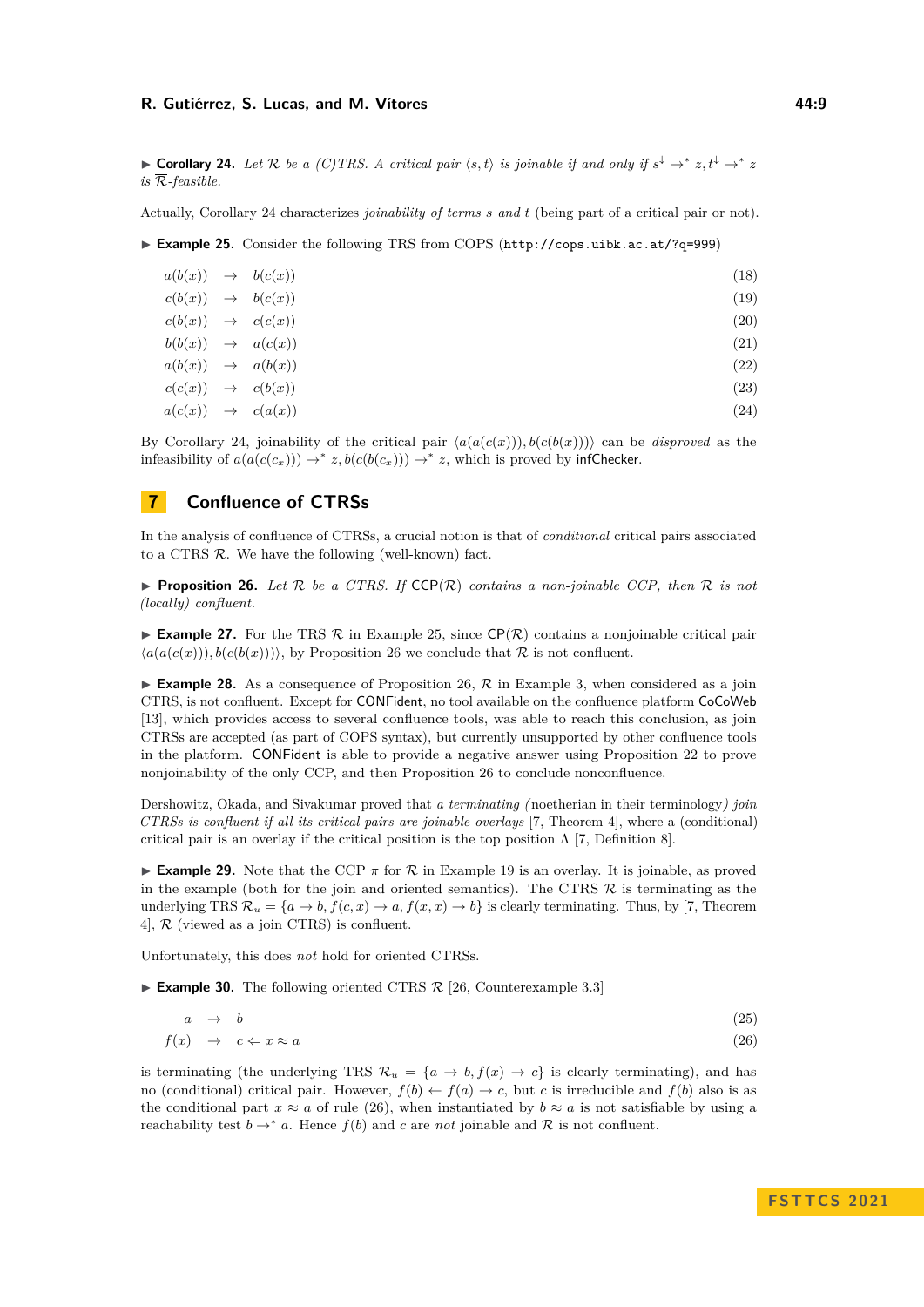▶ **Corollary 24.** *Let $\mathcal{R}$ be a (C)TRS. A critical pair $\langle s, t\rangle$ is joinable if and only if $s^{\downarrow} \to^* z, t^{\downarrow} \to^* z$ is $\overline{\mathcal{R}}$-feasible.*

Actually, Corollary 24 characterizes *joinability of terms $s$ and $t$* (being part of a critical pair or not).

▶ **Example 25.** Consider the following TRS from COPS (`http://cops.uibk.ac.at/?q=999`)

$$a(b(x)) \to b(c(x)) \tag{18}$$
$$c(b(x)) \to b(c(x)) \tag{19}$$
$$c(b(x)) \to c(c(x)) \tag{20}$$
$$b(b(x)) \to a(c(x)) \tag{21}$$
$$a(b(x)) \to a(b(x)) \tag{22}$$
$$c(c(x)) \to c(b(x)) \tag{23}$$
$$a(c(x)) \to c(a(x)) \tag{24}$$

By Corollary 24, joinability of the critical pair $\langle a(a(c(x))), b(c(b(x)))\rangle$ can be *disproved* as the infeasibility of $a(a(c(c_x))) \to^* z, b(c(b(c_x))) \to^* z$, which is proved by infChecker.

## 7 Confluence of CTRSs

In the analysis of confluence of CTRSs, a crucial notion is that of *conditional* critical pairs associated to a CTRS $\mathcal{R}$. We have the following (well-known) fact.

▶ **Proposition 26.** *Let $\mathcal{R}$ be a CTRS. If* $\mathsf{CCP}(\mathcal{R})$ *contains a non-joinable CCP, then $\mathcal{R}$ is not (locally) confluent.*

▶ **Example 27.** For the TRS $\mathcal{R}$ in Example 25, since $\mathsf{CP}(\mathcal{R})$ contains a nonjoinable critical pair $\langle a(a(c(x))), b(c(b(x)))\rangle$, by Proposition 26 we conclude that $\mathcal{R}$ is not confluent.

▶ **Example 28.** As a consequence of Proposition 26, $\mathcal{R}$ in Example 3, when considered as a join CTRS, is not confluent. Except for CONFident, no tool available on the confluence platform CoCoWeb [13], which provides access to several confluence tools, was able to reach this conclusion, as join CTRSs are accepted (as part of COPS syntax), but currently unsupported by other confluence tools in the platform. CONFident is able to provide a negative answer using Proposition 22 to prove nonjoinability of the only CCP, and then Proposition 26 to conclude nonconfluence.

Dershowitz, Okada, and Sivakumar proved that *a terminating (*noetherian in their terminology*) join CTRSs is confluent if all its critical pairs are joinable overlays* [7, Theorem 4], where a (conditional) critical pair is an overlay if the critical position is the top position $\Lambda$ [7, Definition 8].

▶ **Example 29.** Note that the CCP $\pi$ for $\mathcal{R}$ in Example 19 is an overlay. It is joinable, as proved in the example (both for the join and oriented semantics). The CTRS $\mathcal{R}$ is terminating as the underlying TRS $\mathcal{R}_u = \{a \to b, f(c, x) \to a, f(x, x) \to b\}$ is clearly terminating. Thus, by [7, Theorem 4], $\mathcal{R}$ (viewed as a join CTRS) is confluent.

Unfortunately, this does *not* hold for oriented CTRSs.

▶ **Example 30.** The following oriented CTRS $\mathcal{R}$ [26, Counterexample 3.3]

$$a \to b \tag{25}$$
$$f(x) \to c \Leftarrow x \approx a \tag{26}$$

is terminating (the underlying TRS $\mathcal{R}_u = \{a \to b, f(x) \to c\}$ is clearly terminating), and has no (conditional) critical pair. However, $f(b) \leftarrow f(a) \to c$, but $c$ is irreducible and $f(b)$ also is as the conditional part $x \approx a$ of rule (26), when instantiated by $b \approx a$ is not satisfiable by using a reachability test $b \to^* a$. Hence $f(b)$ and $c$ are *not* joinable and $\mathcal{R}$ is not confluent.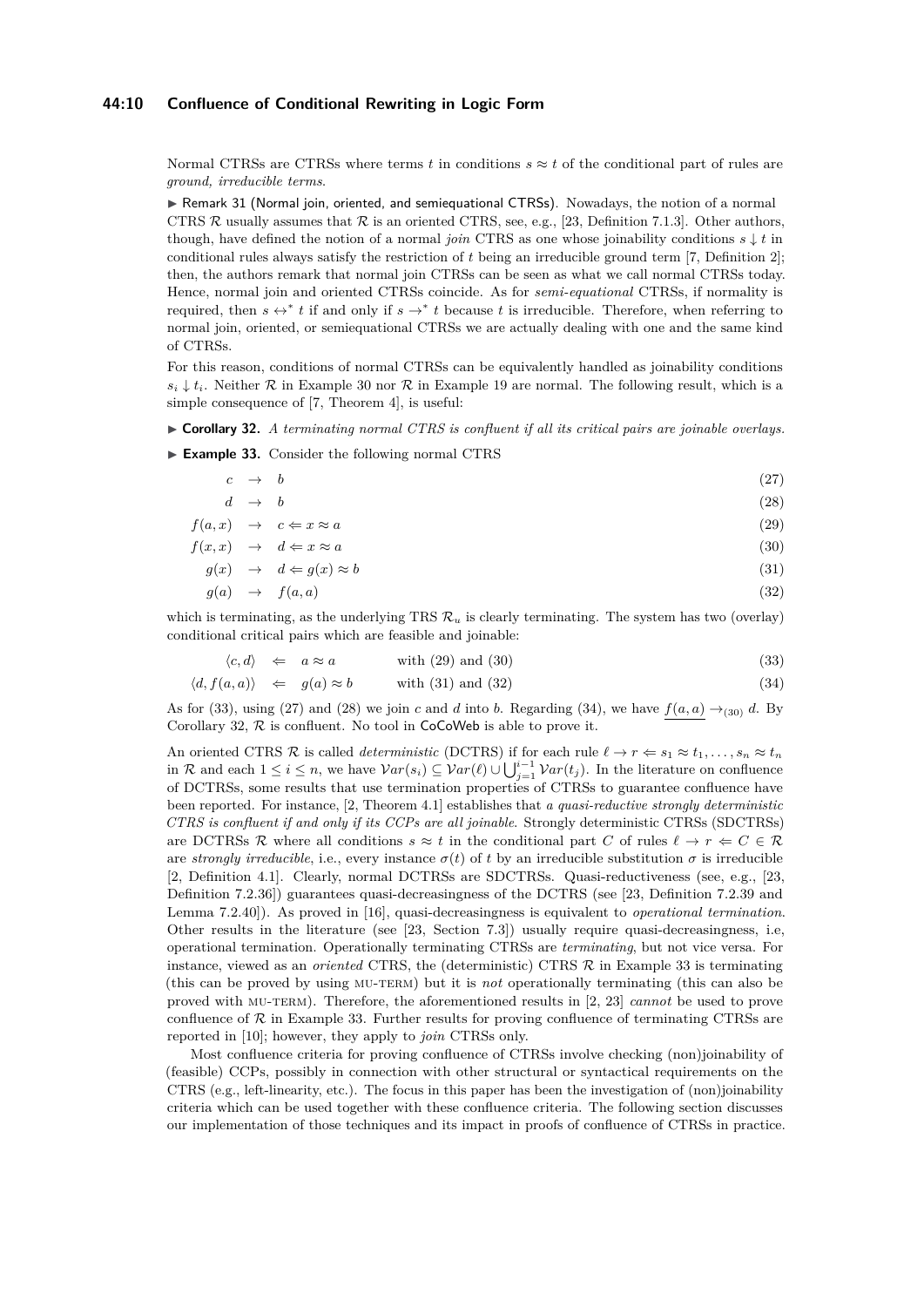Normal CTRSs are CTRSs where terms $t$ in conditions $s \approx t$ of the conditional part of rules are *ground, irreducible terms*.

▶ Remark 31 (Normal join, oriented, and semiequational CTRSs). Nowadays, the notion of a normal CTRS $\mathcal{R}$ usually assumes that $\mathcal{R}$ is an oriented CTRS, see, e.g., [23, Definition 7.1.3]. Other authors, though, have defined the notion of a normal *join* CTRS as one whose joinability conditions $s \downarrow t$ in conditional rules always satisfy the restriction of $t$ being an irreducible ground term [7, Definition 2]; then, the authors remark that normal join CTRSs can be seen as what we call normal CTRSs today. Hence, normal join and oriented CTRSs coincide. As for *semi-equational* CTRSs, if normality is required, then $s \leftrightarrow^* t$ if and only if $s \to^* t$ because $t$ is irreducible. Therefore, when referring to normal join, oriented, or semiequational CTRSs we are actually dealing with one and the same kind of CTRSs.

For this reason, conditions of normal CTRSs can be equivalently handled as joinability conditions $s_i \downarrow t_i$. Neither $\mathcal{R}$ in Example 30 nor $\mathcal{R}$ in Example 19 are normal. The following result, which is a simple consequence of [7, Theorem 4], is useful:

▶ **Corollary 32.** *A terminating normal CTRS is confluent if all its critical pairs are joinable overlays.*

▶ **Example 33.** Consider the following normal CTRS

$$c \to b \tag{27}$$

$$d \to b \tag{28}$$

$$f(a,x) \to c \Leftarrow x \approx a \tag{29}$$

$$f(x,x) \to d \Leftarrow x \approx a \tag{30}$$

$$g(x) \to d \Leftarrow g(x) \approx b \tag{31}$$

$$g(a) \to f(a,a) \tag{32}$$

which is terminating, as the underlying TRS $\mathcal{R}_u$ is clearly terminating. The system has two (overlay) conditional critical pairs which are feasible and joinable:

$$\langle c,d\rangle \Leftarrow a \approx a \quad \text{with (29) and (30)} \tag{33}$$

$$\langle d,f(a,a)\rangle \Leftarrow g(a) \approx b \quad \text{with (31) and (32)} \tag{34}$$

As for (33), using (27) and (28) we join $c$ and $d$ into $b$. Regarding (34), we have $\underline{f(a,a)} \to_{(30)} d$. By Corollary 32, $\mathcal{R}$ is confluent. No tool in CoCoWeb is able to prove it.

An oriented CTRS $\mathcal{R}$ is called *deterministic* (DCTRS) if for each rule $\ell \to r \Leftarrow s_1 \approx t_1, \ldots, s_n \approx t_n$ in $\mathcal{R}$ and each $1 \leq i \leq n$, we have $\mathcal{V}ar(s_i) \subseteq \mathcal{V}ar(\ell) \cup \bigcup_{j=1}^{i-1} \mathcal{V}ar(t_j)$. In the literature on confluence of DCTRSs, some results that use termination properties of CTRSs to guarantee confluence have been reported. For instance, [2, Theorem 4.1] establishes that *a quasi-reductive strongly deterministic CTRS is confluent if and only if its CCPs are all joinable.* Strongly deterministic CTRSs (SDCTRSs) are DCTRSs $\mathcal{R}$ where all conditions $s \approx t$ in the conditional part $C$ of rules $\ell \to r \Leftarrow C \in \mathcal{R}$ are *strongly irreducible*, i.e., every instance $\sigma(t)$ of $t$ by an irreducible substitution $\sigma$ is irreducible [2, Definition 4.1]. Clearly, normal DCTRSs are SDCTRSs. Quasi-reductiveness (see, e.g., [23, Definition 7.2.36]) guarantees quasi-decreasingness of the DCTRS (see [23, Definition 7.2.39 and Lemma 7.2.40]). As proved in [16], quasi-decreasingness is equivalent to *operational termination*. Other results in the literature (see [23, Section 7.3]) usually require quasi-decreasingness, i.e, operational termination. Operationally terminating CTRSs are *terminating*, but not vice versa. For instance, viewed as an *oriented* CTRS, the (deterministic) CTRS $\mathcal{R}$ in Example 33 is terminating (this can be proved by using MU-TERM) but it is *not* operationally terminating (this can also be proved with MU-TERM). Therefore, the aforementioned results in [2, 23] *cannot* be used to prove confluence of $\mathcal{R}$ in Example 33. Further results for proving confluence of terminating CTRSs are reported in [10]; however, they apply to *join* CTRSs only.

Most confluence criteria for proving confluence of CTRSs involve checking (non)joinability of (feasible) CCPs, possibly in connection with other structural or syntactical requirements on the CTRS (e.g., left-linearity, etc.). The focus in this paper has been the investigation of (non)joinability criteria which can be used together with these confluence criteria. The following section discusses our implementation of those techniques and its impact in proofs of confluence of CTRSs in practice.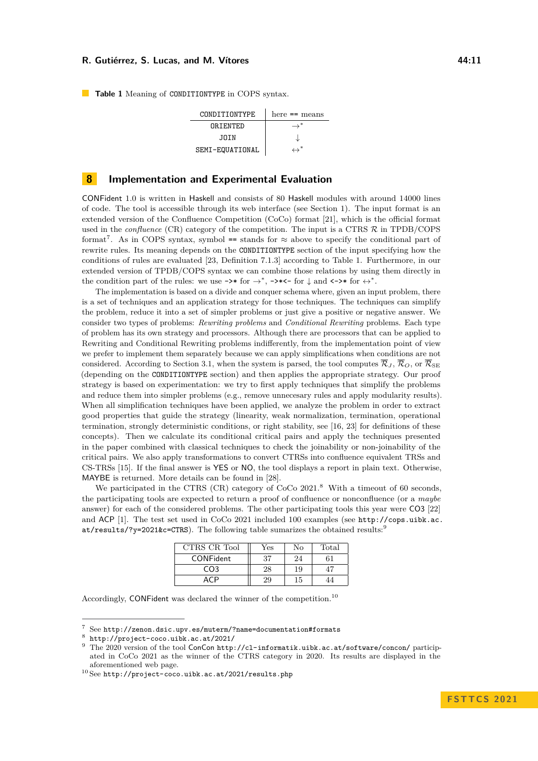**Table 1** Meaning of `CONDITIONTYPE` in COPS syntax.

| CONDITIONTYPE | here == means |
|---|---|
| ORIENTED | $\to^*$ |
| JOIN | $\downarrow$ |
| SEMI-EQUATIONAL | $\leftrightarrow^*$ |

# 8 Implementation and Experimental Evaluation

CONFident 1.0 is written in Haskell and consists of 80 Haskell modules with around 14000 lines of code. The tool is accessible through its web interface (see Section 1). The input format is an extended version of the Confluence Competition (CoCo) format [21], which is the official format used in the *confluence* (CR) category of the competition. The input is a CTRS $\mathcal{R}$ in TPDB/COPS format[7]. As in COPS syntax, symbol `==` stands for $\approx$ above to specify the conditional part of rewrite rules. Its meaning depends on the `CONDITIONTYPE` section of the input specifying how the conditions of rules are evaluated [23, Definition 7.1.3] according to Table 1. Furthermore, in our extended version of TPDB/COPS syntax we can combine those relations by using them directly in the condition part of the rules: we use `->*` for $\to^*$, `->*<-` for $\downarrow$ and `<->*` for $\leftrightarrow^*$.

The implementation is based on a divide and conquer schema where, given an input problem, there is a set of techniques and an application strategy for those techniques. The techniques can simplify the problem, reduce it into a set of simpler problems or just give a positive or negative answer. We consider two types of problems: *Rewriting problems* and *Conditional Rewriting* problems. Each type of problem has its own strategy and processors. Although there are processors that can be applied to Rewriting and Conditional Rewriting problems indifferently, from the implementation point of view we prefer to implement them separately because we can apply simplifications when conditions are not considered. According to Section 3.1, when the system is parsed, the tool computes $\overline{\mathcal{R}}_J$, $\overline{\mathcal{R}}_O$, or $\overline{\mathcal{R}}_{\rm SE}$ (depending on the `CONDITIONTYPE` section) and then applies the appropriate strategy. Our proof strategy is based on experimentation: we try to first apply techniques that simplify the problems and reduce them into simpler problems (e.g., remove unnecesary rules and apply modularity results). When all simplification techniques have been applied, we analyze the problem in order to extract good properties that guide the strategy (linearity, weak normalization, termination, operational termination, strongly deterministic conditions, or right stability, see [16, 23] for definitions of these concepts). Then we calculate its conditional critical pairs and apply the techniques presented in the paper combined with classical techniques to check the joinability or non-joinability of the critical pairs. We also apply transformations to convert CTRSs into confluence equivalent TRSs and CS-TRSs [15]. If the final answer is YES or NO, the tool displays a report in plain text. Otherwise, MAYBE is returned. More details can be found in [28].

We participated in the CTRS (CR) category of CoCo 2021.[8] With a timeout of 60 seconds, the participating tools are expected to return a proof of confluence or nonconfluence (or a *maybe* answer) for each of the considered problems. The other participating tools this year were CO3 [22] and ACP [1]. The test set used in CoCo 2021 included 100 examples (see `http://cops.uibk.ac.at/results/?y=2021&c=CTRS`). The following table sumarizes the obtained results:[9]

| CTRS CR Tool | Yes | No | Total |
|---|---|---|---|
| CONFident | 37 | 24 | 61 |
| CO3 | 28 | 19 | 47 |
| ACP | 29 | 15 | 44 |

Accordingly, CONFident was declared the winner of the competition.[10]

---

[7] See `http://zenon.dsic.upv.es/muterm/?name=documentation#formats`

[8] `http://project-coco.uibk.ac.at/2021/`

[9] The 2020 version of the tool ConCon `http://cl-informatik.uibk.ac.at/software/concon/` participated in CoCo 2021 as the winner of the CTRS category in 2020. Its results are displayed in the aforementioned web page.

[10] See `http://project-coco.uibk.ac.at/2021/results.php`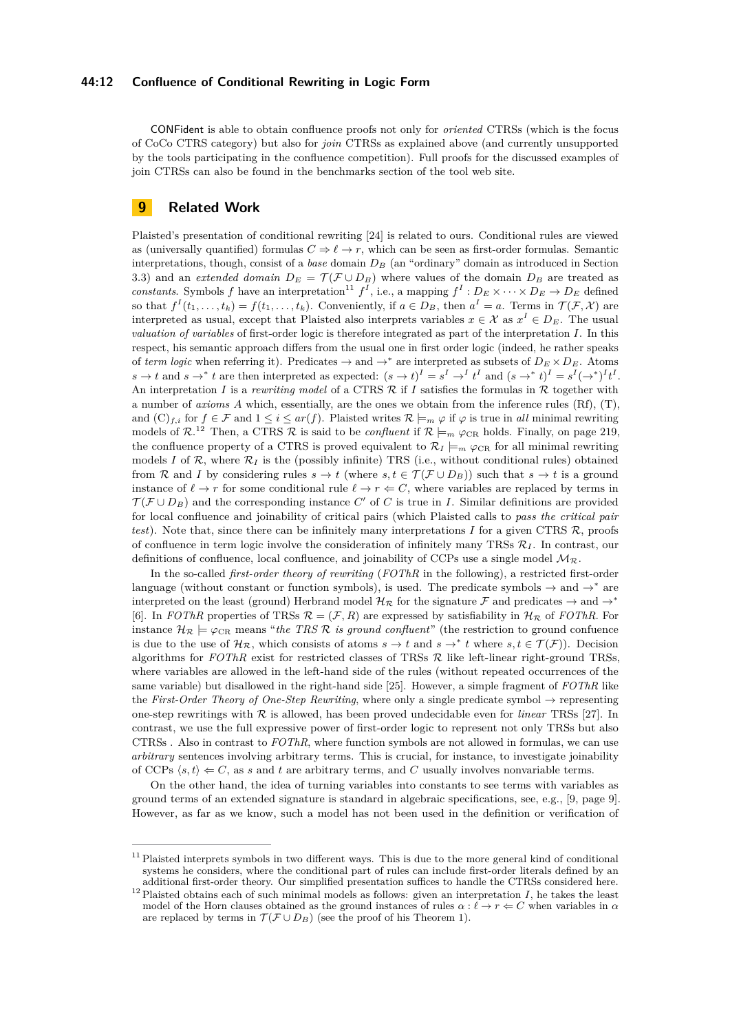CONFident is able to obtain confluence proofs not only for *oriented* CTRSs (which is the focus of CoCo CTRS category) but also for *join* CTRSs as explained above (and currently unsupported by the tools participating in the confluence competition). Full proofs for the discussed examples of join CTRSs can also be found in the benchmarks section of the tool web site.

## 9 Related Work

Plaisted's presentation of conditional rewriting [24] is related to ours. Conditional rules are viewed as (universally quantified) formulas $C \Rightarrow \ell \to r$, which can be seen as first-order formulas. Semantic interpretations, though, consist of a *base* domain $D_B$ (an "ordinary" domain as introduced in Section 3.3) and an *extended domain* $D_E = \mathcal{T}(\mathcal{F} \cup D_B)$ where values of the domain $D_B$ are treated as *constants*. Symbols $f$ have an interpretation[11] $f^I$, i.e., a mapping $f^I : D_E \times \cdots \times D_E \to D_E$ defined so that $f^I(t_1, \ldots, t_k) = f(t_1, \ldots, t_k)$. Conveniently, if $a \in D_B$, then $a^I = a$. Terms in $\mathcal{T}(\mathcal{F}, \mathcal{X})$ are interpreted as usual, except that Plaisted also interprets variables $x \in \mathcal{X}$ as $x^I \in D_E$. The usual *valuation of variables* of first-order logic is therefore integrated as part of the interpretation $I$. In this respect, his semantic approach differs from the usual one in first order logic (indeed, he rather speaks of *term logic* when referring it). Predicates $\to$ and $\to^*$ are interpreted as subsets of $D_E \times D_E$. Atoms $s \to t$ and $s \to^* t$ are then interpreted as expected: $(s \to t)^I = s^I \to^I t^I$ and $(s \to^* t)^I = s^I(\to^*)^I t^I$. An interpretation $I$ is a *rewriting model* of a CTRS $\mathcal{R}$ if $I$ satisfies the formulas in $\mathcal{R}$ together with a number of *axioms* $A$ which, essentially, are the ones we obtain from the inference rules (Rf), (T), and $(\mathrm{C})_{f,i}$ for $f \in \mathcal{F}$ and $1 \leq i \leq ar(f)$. Plaisted writes $\mathcal{R} \models_m \varphi$ if $\varphi$ is true in *all* minimal rewriting models of $\mathcal{R}$.[12] Then, a CTRS $\mathcal{R}$ is said to be *confluent* if $\mathcal{R} \models_m \varphi_{\mathrm{CR}}$ holds. Finally, on page 219, the confluence property of a CTRS is proved equivalent to $\mathcal{R}_I \models_m \varphi_{\mathrm{CR}}$ for all minimal rewriting models $I$ of $\mathcal{R}$, where $\mathcal{R}_I$ is the (possibly infinite) TRS (i.e., without conditional rules) obtained from $\mathcal{R}$ and $I$ by considering rules $s \to t$ (where $s, t \in \mathcal{T}(\mathcal{F} \cup D_B)$) such that $s \to t$ is a ground instance of $\ell \to r$ for some conditional rule $\ell \to r \Leftarrow C$, where variables are replaced by terms in $\mathcal{T}(\mathcal{F} \cup D_B)$ and the corresponding instance $C'$ of $C$ is true in $I$. Similar definitions are provided for local confluence and joinability of critical pairs (which Plaisted calls to *pass the critical pair test*). Note that, since there can be infinitely many interpretations $I$ for a given CTRS $\mathcal{R}$, proofs of confluence in term logic involve the consideration of infinitely many TRSs $\mathcal{R}_I$. In contrast, our definitions of confluence, local confluence, and joinability of CCPs use a single model $\mathcal{M}_\mathcal{R}$.

In the so-called *first-order theory of rewriting* (*FOThR* in the following), a restricted first-order language (without constant or function symbols), is used. The predicate symbols $\to$ and $\to^*$ are interpreted on the least (ground) Herbrand model $\mathcal{H}_\mathcal{R}$ for the signature $\mathcal{F}$ and predicates $\to$ and $\to^*$ [6]. In *FOThR* properties of TRSs $\mathcal{R} = (\mathcal{F}, R)$ are expressed by satisfiability in $\mathcal{H}_\mathcal{R}$ of *FOThR*. For instance $\mathcal{H}_\mathcal{R} \models \varphi_{\mathrm{CR}}$ means "*the TRS $\mathcal{R}$ is ground confluent*" (the restriction to ground confuence is due to the use of $\mathcal{H}_\mathcal{R}$, which consists of atoms $s \to t$ and $s \to^* t$ where $s, t \in \mathcal{T}(\mathcal{F})$). Decision algorithms for *FOThR* exist for restricted classes of TRSs $\mathcal{R}$ like left-linear right-ground TRSs, where variables are allowed in the left-hand side of the rules (without repeated occurrences of the same variable) but disallowed in the right-hand side [25]. However, a simple fragment of *FOThR* like the *First-Order Theory of One-Step Rewriting*, where only a single predicate symbol $\to$ representing one-step rewritings with $\mathcal{R}$ is allowed, has been proved undecidable even for *linear* TRSs [27]. In contrast, we use the full expressive power of first-order logic to represent not only TRSs but also CTRSs . Also in contrast to *FOThR*, where function symbols are not allowed in formulas, we can use *arbitrary* sentences involving arbitrary terms. This is crucial, for instance, to investigate joinability of CCPs $\langle s, t\rangle \Leftarrow C$, as $s$ and $t$ are arbitrary terms, and $C$ usually involves nonvariable terms.

On the other hand, the idea of turning variables into constants to see terms with variables as ground terms of an extended signature is standard in algebraic specifications, see, e.g., [9, page 9]. However, as far as we know, such a model has not been used in the definition or verification of

[11] Plaisted interprets symbols in two different ways. This is due to the more general kind of conditional systems he considers, where the conditional part of rules can include first-order literals defined by an additional first-order theory. Our simplified presentation suffices to handle the CTRSs considered here.

[12] Plaisted obtains each of such minimal models as follows: given an interpretation $I$, he takes the least model of the Horn clauses obtained as the ground instances of rules $\alpha : \ell \to r \Leftarrow C$ when variables in $\alpha$ are replaced by terms in $\mathcal{T}(\mathcal{F} \cup D_B)$ (see the proof of his Theorem 1).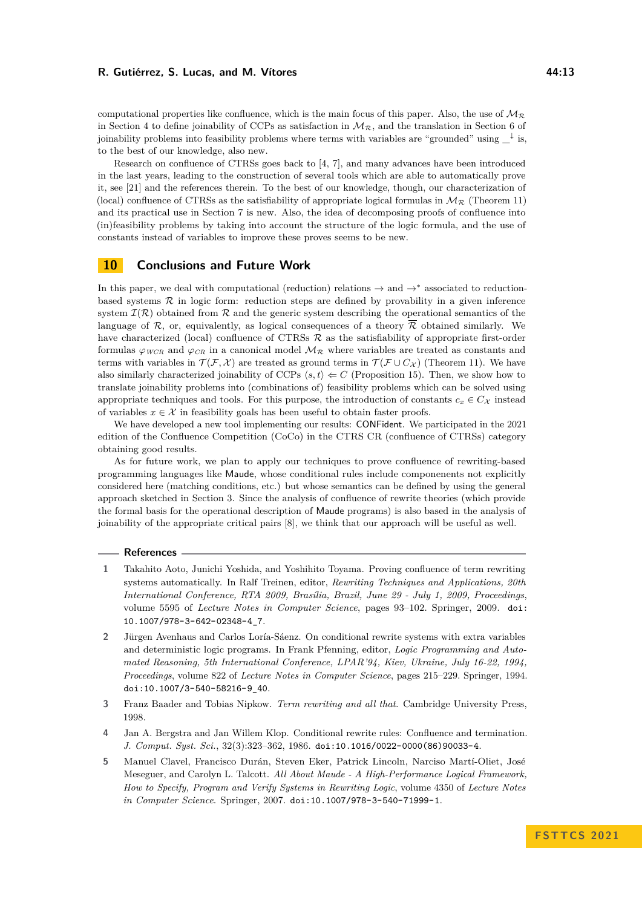computational properties like confluence, which is the main focus of this paper. Also, the use of $\mathcal{M}_\mathcal{R}$ in Section 4 to define joinability of CCPs as satisfaction in $\mathcal{M}_\mathcal{R}$, and the translation in Section 6 of joinability problems into feasibility problems where terms with variables are "grounded" using $\_^{\downarrow}$ is, to the best of our knowledge, also new.

Research on confluence of CTRSs goes back to [4, 7], and many advances have been introduced in the last years, leading to the construction of several tools which are able to automatically prove it, see [21] and the references therein. To the best of our knowledge, though, our characterization of (local) confluence of CTRSs as the satisfiability of appropriate logical formulas in $\mathcal{M}_\mathcal{R}$ (Theorem 11) and its practical use in Section 7 is new. Also, the idea of decomposing proofs of confluence into (in)feasibility problems by taking into account the structure of the logic formula, and the use of constants instead of variables to improve these proves seems to be new.

## 10 Conclusions and Future Work

In this paper, we deal with computational (reduction) relations $\to$ and $\to^*$ associated to reduction-based systems $\mathcal{R}$ in logic form: reduction steps are defined by provability in a given inference system $\mathcal{I}(\mathcal{R})$ obtained from $\mathcal{R}$ and the generic system describing the operational semantics of the language of $\mathcal{R}$, or, equivalently, as logical consequences of a theory $\overline{\mathcal{R}}$ obtained similarly. We have characterized (local) confluence of CTRSs $\mathcal{R}$ as the satisfiability of appropriate first-order formulas $\varphi_{WCR}$ and $\varphi_{CR}$ in a canonical model $\mathcal{M}_\mathcal{R}$ where variables are treated as constants and terms with variables in $\mathcal{T}(\mathcal{F}, \mathcal{X})$ are treated as ground terms in $\mathcal{T}(\mathcal{F} \cup C_\mathcal{X})$ (Theorem 11). We have also similarly characterized joinability of CCPs $\langle s, t\rangle \Leftarrow C$ (Proposition 15). Then, we show how to translate joinability problems into (combinations of) feasibility problems which can be solved using appropriate techniques and tools. For this purpose, the introduction of constants $c_x \in C_\mathcal{X}$ instead of variables $x \in \mathcal{X}$ in feasibility goals has been useful to obtain faster proofs.

We have developed a new tool implementing our results: CONFident. We participated in the 2021 edition of the Confluence Competition (CoCo) in the CTRS CR (confluence of CTRSs) category obtaining good results.

As for future work, we plan to apply our techniques to prove confluence of rewriting-based programming languages like Maude, whose conditional rules include componenents not explicitly considered here (matching conditions, etc.) but whose semantics can be defined by using the general approach sketched in Section 3. Since the analysis of confluence of rewrite theories (which provide the formal basis for the operational description of Maude programs) is also based in the analysis of joinability of the appropriate critical pairs [8], we think that our approach will be useful as well.

## References

1. Takahito Aoto, Junichi Yoshida, and Yoshihito Toyama. Proving confluence of term rewriting systems automatically. In Ralf Treinen, editor, *Rewriting Techniques and Applications, 20th International Conference, RTA 2009, Brasília, Brazil, June 29 - July 1, 2009, Proceedings*, volume 5595 of *Lecture Notes in Computer Science*, pages 93–102. Springer, 2009. doi:10.1007/978-3-642-02348-4_7.
2. Jürgen Avenhaus and Carlos Loría-Sáenz. On conditional rewrite systems with extra variables and deterministic logic programs. In Frank Pfenning, editor, *Logic Programming and Automated Reasoning, 5th International Conference, LPAR'94, Kiev, Ukraine, July 16-22, 1994, Proceedings*, volume 822 of *Lecture Notes in Computer Science*, pages 215–229. Springer, 1994. doi:10.1007/3-540-58216-9_40.
3. Franz Baader and Tobias Nipkow. *Term rewriting and all that*. Cambridge University Press, 1998.
4. Jan A. Bergstra and Jan Willem Klop. Conditional rewrite rules: Confluence and termination. *J. Comput. Syst. Sci.*, 32(3):323–362, 1986. doi:10.1016/0022-0000(86)90033-4.
5. Manuel Clavel, Francisco Durán, Steven Eker, Patrick Lincoln, Narciso Martí-Oliet, José Meseguer, and Carolyn L. Talcott. *All About Maude - A High-Performance Logical Framework, How to Specify, Program and Verify Systems in Rewriting Logic*, volume 4350 of *Lecture Notes in Computer Science*. Springer, 2007. doi:10.1007/978-3-540-71999-1.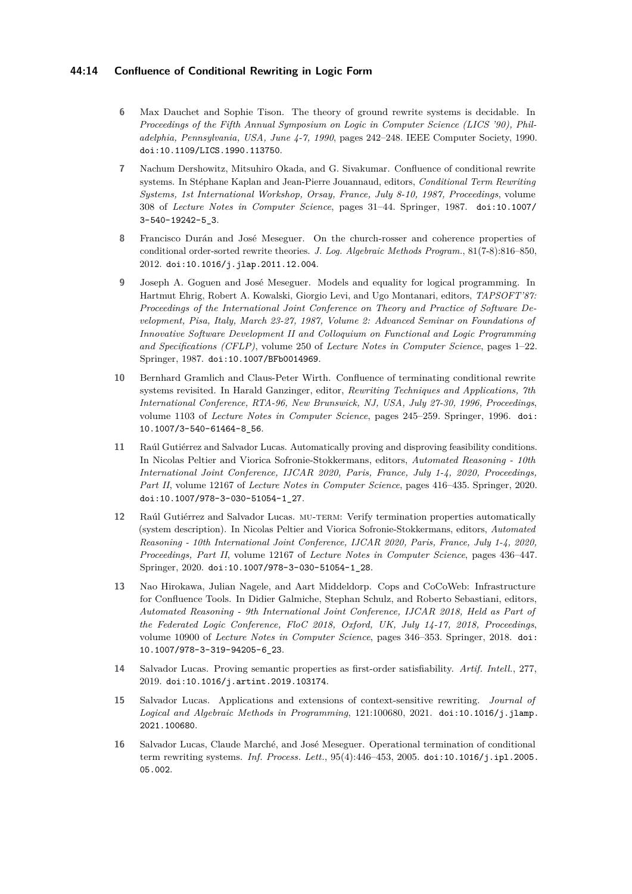6. Max Dauchet and Sophie Tison. The theory of ground rewrite systems is decidable. In *Proceedings of the Fifth Annual Symposium on Logic in Computer Science (LICS '90), Philadelphia, Pennsylvania, USA, June 4-7, 1990*, pages 242–248. IEEE Computer Society, 1990. doi:10.1109/LICS.1990.113750.

7. Nachum Dershowitz, Mitsuhiro Okada, and G. Sivakumar. Confluence of conditional rewrite systems. In Stéphane Kaplan and Jean-Pierre Jouannaud, editors, *Conditional Term Rewriting Systems, 1st International Workshop, Orsay, France, July 8-10, 1987, Proceedings*, volume 308 of *Lecture Notes in Computer Science*, pages 31–44. Springer, 1987. doi:10.1007/3-540-19242-5_3.

8. Francisco Durán and José Meseguer. On the church-rosser and coherence properties of conditional order-sorted rewrite theories. *J. Log. Algebraic Methods Program.*, 81(7-8):816–850, 2012. doi:10.1016/j.jlap.2011.12.004.

9. Joseph A. Goguen and José Meseguer. Models and equality for logical programming. In Hartmut Ehrig, Robert A. Kowalski, Giorgio Levi, and Ugo Montanari, editors, *TAPSOFT'87: Proceedings of the International Joint Conference on Theory and Practice of Software Development, Pisa, Italy, March 23-27, 1987, Volume 2: Advanced Seminar on Foundations of Innovative Software Development II and Colloquium on Functional and Logic Programming and Specifications (CFLP)*, volume 250 of *Lecture Notes in Computer Science*, pages 1–22. Springer, 1987. doi:10.1007/BFb0014969.

10. Bernhard Gramlich and Claus-Peter Wirth. Confluence of terminating conditional rewrite systems revisited. In Harald Ganzinger, editor, *Rewriting Techniques and Applications, 7th International Conference, RTA-96, New Brunswick, NJ, USA, July 27-30, 1996, Proceedings*, volume 1103 of *Lecture Notes in Computer Science*, pages 245–259. Springer, 1996. doi:10.1007/3-540-61464-8_56.

11. Raúl Gutiérrez and Salvador Lucas. Automatically proving and disproving feasibility conditions. In Nicolas Peltier and Viorica Sofronie-Stokkermans, editors, *Automated Reasoning - 10th International Joint Conference, IJCAR 2020, Paris, France, July 1-4, 2020, Proceedings, Part II*, volume 12167 of *Lecture Notes in Computer Science*, pages 416–435. Springer, 2020. doi:10.1007/978-3-030-51054-1_27.

12. Raúl Gutiérrez and Salvador Lucas. MU-TERM: Verify termination properties automatically (system description). In Nicolas Peltier and Viorica Sofronie-Stokkermans, editors, *Automated Reasoning - 10th International Joint Conference, IJCAR 2020, Paris, France, July 1-4, 2020, Proceedings, Part II*, volume 12167 of *Lecture Notes in Computer Science*, pages 436–447. Springer, 2020. doi:10.1007/978-3-030-51054-1_28.

13. Nao Hirokawa, Julian Nagele, and Aart Middeldorp. Cops and CoCoWeb: Infrastructure for Confluence Tools. In Didier Galmiche, Stephan Schulz, and Roberto Sebastiani, editors, *Automated Reasoning - 9th International Joint Conference, IJCAR 2018, Held as Part of the Federated Logic Conference, FloC 2018, Oxford, UK, July 14-17, 2018, Proceedings*, volume 10900 of *Lecture Notes in Computer Science*, pages 346–353. Springer, 2018. doi:10.1007/978-3-319-94205-6_23.

14. Salvador Lucas. Proving semantic properties as first-order satisfiability. *Artif. Intell.*, 277, 2019. doi:10.1016/j.artint.2019.103174.

15. Salvador Lucas. Applications and extensions of context-sensitive rewriting. *Journal of Logical and Algebraic Methods in Programming*, 121:100680, 2021. doi:10.1016/j.jlamp.2021.100680.

16. Salvador Lucas, Claude Marché, and José Meseguer. Operational termination of conditional term rewriting systems. *Inf. Process. Lett.*, 95(4):446–453, 2005. doi:10.1016/j.ipl.2005.05.002.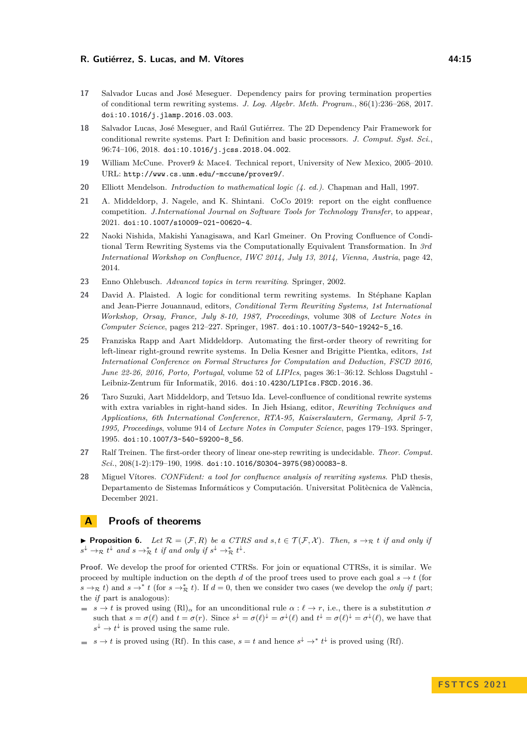17 Salvador Lucas and José Meseguer. Dependency pairs for proving termination properties of conditional term rewriting systems. *J. Log. Algebr. Meth. Program.*, 86(1):236–268, 2017. doi:10.1016/j.jlamp.2016.03.003.

18 Salvador Lucas, José Meseguer, and Raúl Gutiérrez. The 2D Dependency Pair Framework for conditional rewrite systems. Part I: Definition and basic processors. *J. Comput. Syst. Sci.*, 96:74–106, 2018. doi:10.1016/j.jcss.2018.04.002.

19 William McCune. Prover9 & Mace4. Technical report, University of New Mexico, 2005–2010. URL: http://www.cs.unm.edu/~mccune/prover9/.

20 Elliott Mendelson. *Introduction to mathematical logic (4. ed.)*. Chapman and Hall, 1997.

21 A. Middeldorp, J. Nagele, and K. Shintani. CoCo 2019: report on the eight confluence competition. *J.International Journal on Software Tools for Technology Transfer*, to appear, 2021. doi:10.1007/s10009-021-00620-4.

22 Naoki Nishida, Makishi Yanagisawa, and Karl Gmeiner. On Proving Confluence of Conditional Term Rewriting Systems via the Computationally Equivalent Transformation. In *3rd International Workshop on Confluence, IWC 2014, July 13, 2014, Vienna, Austria*, page 42, 2014.

23 Enno Ohlebusch. *Advanced topics in term rewriting*. Springer, 2002.

24 David A. Plaisted. A logic for conditional term rewriting systems. In Stéphane Kaplan and Jean-Pierre Jouannaud, editors, *Conditional Term Rewriting Systems, 1st International Workshop, Orsay, France, July 8-10, 1987, Proceedings*, volume 308 of *Lecture Notes in Computer Science*, pages 212–227. Springer, 1987. doi:10.1007/3-540-19242-5_16.

25 Franziska Rapp and Aart Middeldorp. Automating the first-order theory of rewriting for left-linear right-ground rewrite systems. In Delia Kesner and Brigitte Pientka, editors, *1st International Conference on Formal Structures for Computation and Deduction, FSCD 2016, June 22-26, 2016, Porto, Portugal*, volume 52 of *LIPIcs*, pages 36:1–36:12. Schloss Dagstuhl - Leibniz-Zentrum für Informatik, 2016. doi:10.4230/LIPIcs.FSCD.2016.36.

26 Taro Suzuki, Aart Middeldorp, and Tetsuo Ida. Level-confluence of conditional rewrite systems with extra variables in right-hand sides. In Jieh Hsiang, editor, *Rewriting Techniques and Applications, 6th International Conference, RTA-95, Kaiserslautern, Germany, April 5-7, 1995, Proceedings*, volume 914 of *Lecture Notes in Computer Science*, pages 179–193. Springer, 1995. doi:10.1007/3-540-59200-8_56.

27 Ralf Treinen. The first-order theory of linear one-step rewriting is undecidable. *Theor. Comput. Sci.*, 208(1-2):179–190, 1998. doi:10.1016/S0304-3975(98)00083-8.

28 Miguel Vítores. *CONFident: a tool for confluence analysis of rewriting systems*. PhD thesis, Departamento de Sistemas Informáticos y Computación. Universitat Politècnica de València, December 2021.

# A Proofs of theorems

▶ **Proposition 6.** *Let $\mathcal{R} = (\mathcal{F}, R)$ be a CTRS and $s, t \in \mathcal{T}(\mathcal{F}, \mathcal{X})$. Then, $s \to_{\mathcal{R}} t$ if and only if $s^{\downarrow} \to_{\mathcal{R}} t^{\downarrow}$ and $s \to^*_{\mathcal{R}} t$ if and only if $s^{\downarrow} \to^*_{\mathcal{R}} t^{\downarrow}$.*

**Proof.** We develop the proof for oriented CTRSs. For join or equational CTRSs, it is similar. We proceed by multiple induction on the depth $d$ of the proof trees used to prove each goal $s \to t$ (for $s \to_{\mathcal{R}} t$) and $s \to^* t$ (for $s \to^*_{\mathcal{R}} t$). If $d = 0$, then we consider two cases (we develop the *only if* part; the *if* part is analogous):

- $s \to t$ is proved using $(\text{Rl})_\alpha$ for an unconditional rule $\alpha : \ell \to r$, i.e., there is a substitution $\sigma$ such that $s = \sigma(\ell)$ and $t = \sigma(r)$. Since $s^{\downarrow} = \sigma(\ell)^{\downarrow} = \sigma^{\downarrow}(\ell)$ and $t^{\downarrow} = \sigma(\ell)^{\downarrow} = \sigma^{\downarrow}(\ell)$, we have that $s^{\downarrow} \to t^{\downarrow}$ is proved using the same rule.
- $s \to t$ is proved using (Rf). In this case, $s = t$ and hence $s^{\downarrow} \to^* t^{\downarrow}$ is proved using (Rf).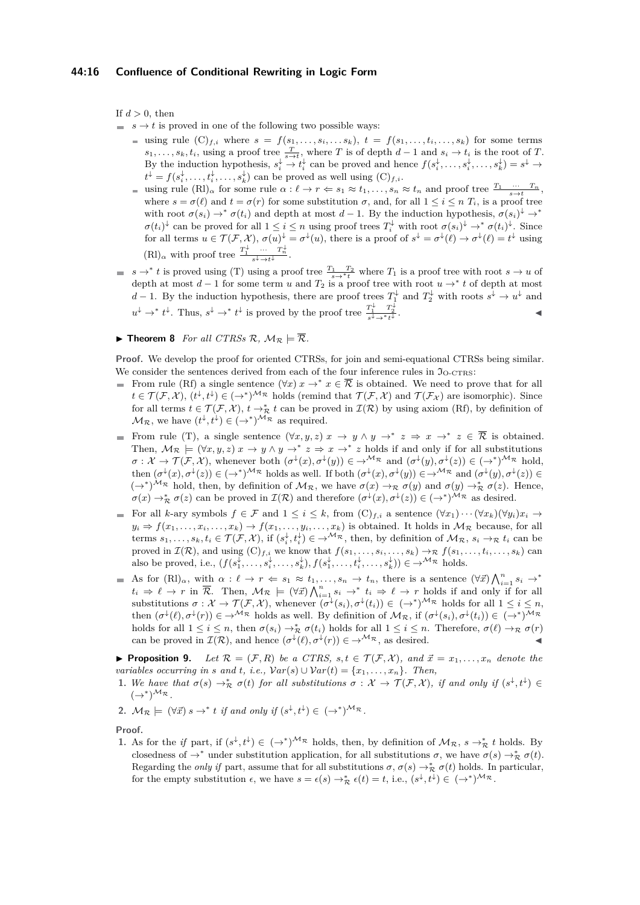If $d > 0$, then

- $s \to t$ is proved in one of the following two possible ways:
  - using rule $(\mathrm{C})_{f,i}$ where $s = f(s_1, \ldots, s_i, \ldots s_k)$, $t = f(s_1, \ldots, t_i, \ldots, s_k)$ for some terms $s_1, \ldots, s_k, t_i$, using a proof tree $\frac{T}{s \to t}$, where $T$ is of depth $d-1$ and $s_i \to t_i$ is the root of $T$. By the induction hypothesis, $s_i^{\downarrow} \to t_i^{\downarrow}$ can be proved and hence $f(s_i^{\downarrow}, \ldots, s_i^{\downarrow}, \ldots, s_k^{\downarrow}) = s^{\downarrow} \to t^{\downarrow} = f(s_i^{\downarrow}, \ldots, t_i^{\downarrow}, \ldots, s_k^{\downarrow})$ can be proved as well using $(\mathrm{C})_{f,i}$.
  - using rule $(\mathrm{Rl})_\alpha$ for some rule $\alpha : \ell \to r \Leftarrow s_1 \approx t_1, \ldots, s_n \approx t_n$ and proof tree $\frac{T_1 \quad \cdots \quad T_n}{s \to t}$, where $s = \sigma(\ell)$ and $t = \sigma(r)$ for some substitution $\sigma$, and, for all $1 \leq i \leq n$ $T_i$, is a proof tree with root $\sigma(s_i) \to^* \sigma(t_i)$ and depth at most $d-1$. By the induction hypothesis, $\sigma(s_i)^{\downarrow} \to^* \sigma(t_i)^{\downarrow}$ can be proved for all $1 \leq i \leq n$ using proof trees $T_i^{\downarrow}$ with root $\sigma(s_i)^{\downarrow} \to^* \sigma(t_i)^{\downarrow}$. Since for all terms $u \in \mathcal{T}(\mathcal{F}, \mathcal{X})$, $\sigma(u)^{\downarrow} = \sigma^{\downarrow}(u)$, there is a proof of $s^{\downarrow} = \sigma^{\downarrow}(\ell) \to \sigma^{\downarrow}(\ell) = t^{\downarrow}$ using $(\mathrm{Rl})_\alpha$ with proof tree $\frac{T_1^{\downarrow} \quad \cdots \quad T_n^{\downarrow}}{s^{\downarrow} \to t^{\downarrow}}$.
- $s \to^* t$ is proved using (T) using a proof tree $\frac{T_1 \quad T_2}{s \to^* t}$ where $T_1$ is a proof tree with root $s \to u$ of depth at most $d-1$ for some term $u$ and $T_2$ is a proof tree with root $u \to^* t$ of depth at most $d-1$. By the induction hypothesis, there are proof trees $T_1^{\downarrow}$ and $T_2^{\downarrow}$ with roots $s^{\downarrow} \to u^{\downarrow}$ and $u^{\downarrow} \to^* t^{\downarrow}$. Thus, $s^{\downarrow} \to^* t^{\downarrow}$ is proved by the proof tree $\frac{T_1^{\downarrow} \quad T_2^{\downarrow}}{s^{\downarrow} \to^* t^{\downarrow}}$. ◀

▶ **Theorem 8** *For all CTRSs $\mathcal{R}$, $\mathcal{M}_\mathcal{R} \models \overline{\mathcal{R}}$.*

**Proof.** We develop the proof for oriented CTRSs, for join and semi-equational CTRSs being similar. We consider the sentences derived from each of the four inference rules in $\mathfrak{I}_{\text{O-CTRS}}$:

- From rule (Rf) a single sentence $(\forall x)\, x \to^* x \in \overline{\mathcal{R}}$ is obtained. We need to prove that for all $t \in \mathcal{T}(\mathcal{F}, \mathcal{X})$, $(t^{\downarrow}, t^{\downarrow}) \in (\to^*)^{\mathcal{M}_\mathcal{R}}$ holds (remind that $\mathcal{T}(\mathcal{F}, \mathcal{X})$ and $\mathcal{T}(\mathcal{F}_\mathcal{X})$ are isomorphic). Since for all terms $t \in \mathcal{T}(\mathcal{F}, \mathcal{X})$, $t \to^*_\mathcal{R} t$ can be proved in $\mathcal{I}(\mathcal{R})$ by using axiom (Rf), by definition of $\mathcal{M}_\mathcal{R}$, we have $(t^{\downarrow}, t^{\downarrow}) \in (\to^*)^{\mathcal{M}_\mathcal{R}}$ as required.
- From rule (T), a single sentence $(\forall x, y, z)\, x \to y \wedge y \to^* z \Rightarrow x \to^* z \in \overline{\mathcal{R}}$ is obtained. Then, $\mathcal{M}_\mathcal{R} \models (\forall x, y, z)\, x \to y \wedge y \to^* z \Rightarrow x \to^* z$ holds if and only if for all substitutions $\sigma : \mathcal{X} \to \mathcal{T}(\mathcal{F}, \mathcal{X})$, whenever both $(\sigma^{\downarrow}(x), \sigma^{\downarrow}(y)) \in \to^{\mathcal{M}_\mathcal{R}}$ and $(\sigma^{\downarrow}(y), \sigma^{\downarrow}(z)) \in (\to^*)^{\mathcal{M}_\mathcal{R}}$ hold, then $(\sigma^{\downarrow}(x), \sigma^{\downarrow}(z)) \in (\to^*)^{\mathcal{M}_\mathcal{R}}$ holds as well. If both $(\sigma^{\downarrow}(x), \sigma^{\downarrow}(y)) \in \to^{\mathcal{M}_\mathcal{R}}$ and $(\sigma^{\downarrow}(y), \sigma^{\downarrow}(z)) \in (\to^*)^{\mathcal{M}_\mathcal{R}}$ hold, then, by definition of $\mathcal{M}_\mathcal{R}$, we have $\sigma(x) \to_\mathcal{R} \sigma(y)$ and $\sigma(y) \to^*_\mathcal{R} \sigma(z)$. Hence, $\sigma(x) \to^*_\mathcal{R} \sigma(z)$ can be proved in $\mathcal{I}(\mathcal{R})$ and therefore $(\sigma^{\downarrow}(x), \sigma^{\downarrow}(z)) \in (\to^*)^{\mathcal{M}_\mathcal{R}}$ as desired.
- For all $k$-ary symbols $f \in \mathcal{F}$ and $1 \leq i \leq k$, from $(\mathrm{C})_{f,i}$ a sentence $(\forall x_1) \cdots (\forall x_k)(\forall y_i) x_i \to y_i \Rightarrow f(x_1, \ldots, x_i, \ldots, x_k) \to f(x_1, \ldots, y_i, \ldots, x_k)$ is obtained. It holds in $\mathcal{M}_\mathcal{R}$ because, for all terms $s_1, \ldots, s_k, t_i \in \mathcal{T}(\mathcal{F}, \mathcal{X})$, if $(s_i^{\downarrow}, t_i^{\downarrow}) \in \to^{\mathcal{M}_\mathcal{R}}$, then, by definition of $\mathcal{M}_\mathcal{R}$, $s_i \to_\mathcal{R} t_i$ can be proved in $\mathcal{I}(\mathcal{R})$, and using $(\mathrm{C})_{f,i}$ we know that $f(s_1, \ldots, s_i, \ldots, s_k) \to_\mathcal{R} f(s_1, \ldots, t_i, \ldots, s_k)$ can also be proved, i.e., $(f(s_1^{\downarrow}, \ldots, s_i^{\downarrow}, \ldots, s_k^{\downarrow}), f(s_1^{\downarrow}, \ldots, t_i^{\downarrow}, \ldots, s_k^{\downarrow})) \in \to^{\mathcal{M}_\mathcal{R}}$ holds.
- As for $(\mathrm{Rl})_\alpha$, with $\alpha : \ell \to r \Leftarrow s_1 \approx t_1, \ldots, s_n \to t_n$, there is a sentence $(\forall \vec{x}) \bigwedge_{i=1}^n s_i \to^* t_i \Rightarrow \ell \to r$ in $\overline{\mathcal{R}}$. Then, $\mathcal{M}_\mathcal{R} \models (\forall \vec{x}) \bigwedge_{i=1}^n s_i \to^* t_i \Rightarrow \ell \to r$ holds if and only if for all substitutions $\sigma : \mathcal{X} \to \mathcal{T}(\mathcal{F}, \mathcal{X})$, whenever $(\sigma^{\downarrow}(s_i), \sigma^{\downarrow}(t_i)) \in (\to^*)^{\mathcal{M}_\mathcal{R}}$ holds for all $1 \leq i \leq n$, then $(\sigma^{\downarrow}(\ell), \sigma^{\downarrow}(r)) \in \to^{\mathcal{M}_\mathcal{R}}$ holds as well. By definition of $\mathcal{M}_\mathcal{R}$, if $(\sigma^{\downarrow}(s_i), \sigma^{\downarrow}(t_i)) \in (\to^*)^{\mathcal{M}_\mathcal{R}}$ holds for all $1 \leq i \leq n$, then $\sigma(s_i) \to^*_\mathcal{R} \sigma(t_i)$ holds for all $1 \leq i \leq n$. Therefore, $\sigma(\ell) \to_\mathcal{R} \sigma(r)$ can be proved in $\mathcal{I}(\mathcal{R})$, and hence $(\sigma^{\downarrow}(\ell), \sigma^{\downarrow}(r)) \in \to^{\mathcal{M}_\mathcal{R}}$, as desired. ◀

▶ **Proposition 9.** *Let $\mathcal{R} = (\mathcal{F}, R)$ be a CTRS, $s, t \in \mathcal{T}(\mathcal{F}, \mathcal{X})$, and $\vec{x} = x_1, \ldots, x_n$ denote the variables occurring in $s$ and $t$, i.e., $\mathcal{V}ar(s) \cup \mathcal{V}ar(t) = \{x_1, \ldots, x_n\}$. Then,*

1. *We have that $\sigma(s) \to^*_\mathcal{R} \sigma(t)$ for all substitutions $\sigma : \mathcal{X} \to \mathcal{T}(\mathcal{F}, \mathcal{X})$, if and only if $(s^{\downarrow}, t^{\downarrow}) \in (\to^*)^{\mathcal{M}_\mathcal{R}}$.*
2. *$\mathcal{M}_\mathcal{R} \models (\forall \vec{x})\, s \to^* t$ if and only if $(s^{\downarrow}, t^{\downarrow}) \in (\to^*)^{\mathcal{M}_\mathcal{R}}$.*

**Proof.**

1. As for the *if* part, if $(s^{\downarrow}, t^{\downarrow}) \in (\to^*)^{\mathcal{M}_\mathcal{R}}$ holds, then, by definition of $\mathcal{M}_\mathcal{R}$, $s \to^*_\mathcal{R} t$ holds. By closedness of $\to^*$ under substitution application, for all substitutions $\sigma$, we have $\sigma(s) \to^*_\mathcal{R} \sigma(t)$. Regarding the *only if* part, assume that for all substitutions $\sigma$, $\sigma(s) \to^*_\mathcal{R} \sigma(t)$ holds. In particular, for the empty substitution $\epsilon$, we have $s = \epsilon(s) \to^*_\mathcal{R} \epsilon(t) = t$, i.e., $(s^{\downarrow}, t^{\downarrow}) \in (\to^*)^{\mathcal{M}_\mathcal{R}}$.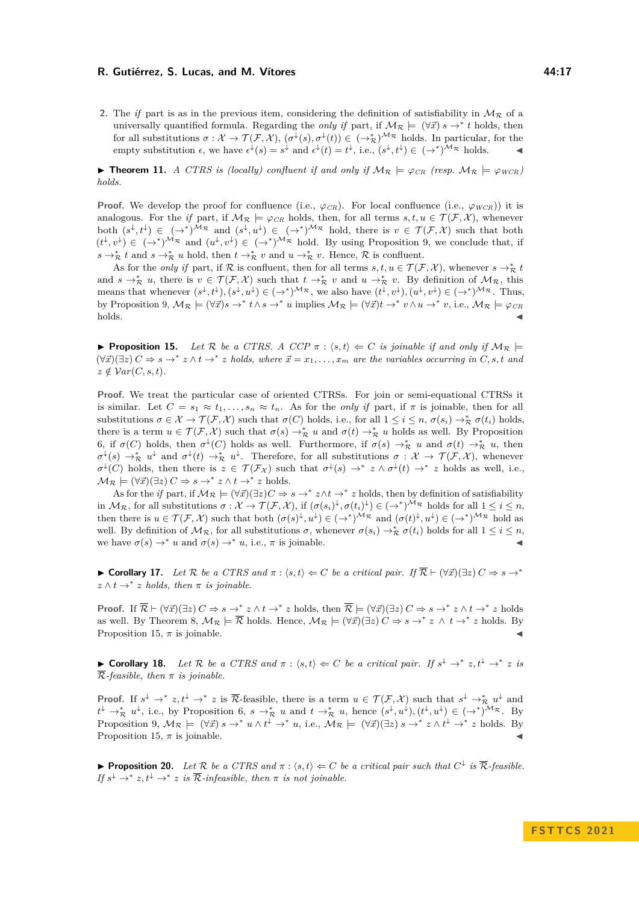2. The *if* part is as in the previous item, considering the definition of satisfiability in $\mathcal{M}_\mathcal{R}$ of a universally quantified formula. Regarding the *only if* part, if $\mathcal{M}_\mathcal{R} \models (\forall \vec{x})\, s \to^* t$ holds, then for all substitutions $\sigma : \mathcal{X} \to \mathcal{T}(\mathcal{F}, \mathcal{X})$, $(\sigma^\downarrow(s), \sigma^\downarrow(t)) \in (\to_\mathcal{R}^*)^{\mathcal{M}_\mathcal{R}}$ holds. In particular, for the empty substitution $\epsilon$, we have $\epsilon^\downarrow(s) = s^\downarrow$ and $\epsilon^\downarrow(t) = t^\downarrow$, i.e., $(s^\downarrow, t^\downarrow) \in (\to^*)^{\mathcal{M}_\mathcal{R}}$ holds. ◀

▶ **Theorem 11.** *A CTRS is (locally) confluent if and only if $\mathcal{M}_\mathcal{R} \models \varphi_{CR}$ (resp. $\mathcal{M}_\mathcal{R} \models \varphi_{WCR}$) holds.*

**Proof.** We develop the proof for confluence (i.e., $\varphi_{CR}$). For local confluence (i.e., $\varphi_{WCR}$)) it is analogous. For the *if* part, if $\mathcal{M}_\mathcal{R} \models \varphi_{CR}$ holds, then, for all terms $s, t, u \in \mathcal{T}(\mathcal{F}, \mathcal{X})$, whenever both $(s^\downarrow, t^\downarrow) \in (\to^*)^{\mathcal{M}_\mathcal{R}}$ and $(s^\downarrow, u^\downarrow) \in (\to^*)^{\mathcal{M}_\mathcal{R}}$ hold, there is $v \in \mathcal{T}(\mathcal{F}, \mathcal{X})$ such that both $(t^\downarrow, v^\downarrow) \in (\to^*)^{\mathcal{M}_\mathcal{R}}$ and $(u^\downarrow, v^\downarrow) \in (\to^*)^{\mathcal{M}_\mathcal{R}}$ hold. By using Proposition 9, we conclude that, if $s \to_\mathcal{R}^* t$ and $s \to_\mathcal{R}^* u$ hold, then $t \to_\mathcal{R}^* v$ and $u \to_\mathcal{R}^* v$. Hence, $\mathcal{R}$ is confluent.

As for the *only if* part, if $\mathcal{R}$ is confluent, then for all terms $s, t, u \in \mathcal{T}(\mathcal{F}, \mathcal{X})$, whenever $s \to_\mathcal{R}^* t$ and $s \to_\mathcal{R}^* u$, there is $v \in \mathcal{T}(\mathcal{F}, \mathcal{X})$ such that $t \to_\mathcal{R}^* v$ and $u \to_\mathcal{R}^* v$. By definition of $\mathcal{M}_\mathcal{R}$, this means that whenever $(s^\downarrow, t^\downarrow), (s^\downarrow, u^\downarrow) \in (\to^*)^{\mathcal{M}_\mathcal{R}}$, we also have $(t^\downarrow, v^\downarrow), (u^\downarrow, v^\downarrow) \in (\to^*)^{\mathcal{M}_\mathcal{R}}$. Thus, by Proposition 9, $\mathcal{M}_\mathcal{R} \models (\forall \vec{x}) s \to^* t \wedge s \to^* u$ implies $\mathcal{M}_\mathcal{R} \models (\forall \vec{x}) t \to^* v \wedge u \to^* v$, i.e., $\mathcal{M}_\mathcal{R} \models \varphi_{CR}$ holds. ◀

▶ **Proposition 15.** *Let $\mathcal{R}$ be a CTRS. A CCP $\pi : \langle s, t \rangle \Leftarrow C$ is joinable if and only if $\mathcal{M}_\mathcal{R} \models (\forall \vec{x})(\exists z)\, C \Rightarrow s \to^* z \wedge t \to^* z$ holds, where $\vec{x} = x_1, \ldots, x_m$ are the variables occurring in $C, s, t$ and $z \notin \mathcal{V}ar(C, s, t)$.*

**Proof.** We treat the particular case of oriented CTRSs. For join or semi-equational CTRSs it is similar. Let $C = s_1 \approx t_1, \ldots, s_n \approx t_n$. As for the *only if* part, if $\pi$ is joinable, then for all substitutions $\sigma \in \mathcal{X} \to \mathcal{T}(\mathcal{F}, \mathcal{X})$ such that $\sigma(C)$ holds, i.e., for all $1 \leq i \leq n$, $\sigma(s_i) \to_\mathcal{R}^* \sigma(t_i)$ holds, there is a term $u \in \mathcal{T}(\mathcal{F}, \mathcal{X})$ such that $\sigma(s) \to_\mathcal{R}^* u$ and $\sigma(t) \to_\mathcal{R}^* u$ holds as well. By Proposition 6, if $\sigma(C)$ holds, then $\sigma^\downarrow(C)$ holds as well. Furthermore, if $\sigma(s) \to_\mathcal{R}^* u$ and $\sigma(t) \to_\mathcal{R}^* u$, then $\sigma^\downarrow(s) \to_\mathcal{R}^* u^\downarrow$ and $\sigma^\downarrow(t) \to_\mathcal{R}^* u^\downarrow$. Therefore, for all substitutions $\sigma : \mathcal{X} \to \mathcal{T}(\mathcal{F}, \mathcal{X})$, whenever $\sigma^\downarrow(C)$ holds, then there is $z \in \mathcal{T}(\mathcal{F}_\mathcal{X})$ such that $\sigma^\downarrow(s) \to^* z \wedge \sigma^\downarrow(t) \to^* z$ holds as well, i.e., $\mathcal{M}_\mathcal{R} \models (\forall \vec{x})(\exists z)\, C \Rightarrow s \to^* z \wedge t \to^* z$ holds.

As for the *if* part, if $\mathcal{M}_\mathcal{R} \models (\forall \vec{x})(\exists z) C \Rightarrow s \to^* z \wedge t \to^* z$ holds, then by definition of satisfiability in $\mathcal{M}_\mathcal{R}$, for all substitutions $\sigma : \mathcal{X} \to \mathcal{T}(\mathcal{F}, \mathcal{X})$, if $(\sigma(s_i)^\downarrow, \sigma(t_i)^\downarrow) \in (\to^*)^{\mathcal{M}_\mathcal{R}}$ holds for all $1 \leq i \leq n$, then there is $u \in \mathcal{T}(\mathcal{F}, \mathcal{X})$ such that both $(\sigma(s)^\downarrow, u^\downarrow) \in (\to^*)^{\mathcal{M}_\mathcal{R}}$ and $(\sigma(t)^\downarrow, u^\downarrow) \in (\to^*)^{\mathcal{M}_\mathcal{R}}$ hold as well. By definition of $\mathcal{M}_\mathcal{R}$, for all substitutions $\sigma$, whenever $\sigma(s_i) \to_\mathcal{R}^* \sigma(t_i)$ holds for all $1 \leq i \leq n$, we have $\sigma(s) \to^* u$ and $\sigma(s) \to^* u$, i.e., $\pi$ is joinable. ◀

▶ **Corollary 17.** *Let $\mathcal{R}$ be a CTRS and $\pi : \langle s, t \rangle \Leftarrow C$ be a critical pair. If $\overline{\mathcal{R}} \vdash (\forall \vec{x})(\exists z)\, C \Rightarrow s \to^* z \wedge t \to^* z$ holds, then $\pi$ is joinable.*

**Proof.** If $\overline{\mathcal{R}} \vdash (\forall \vec{x})(\exists z)\, C \Rightarrow s \to^* z \wedge t \to^* z$ holds, then $\overline{\mathcal{R}} \models (\forall \vec{x})(\exists z)\, C \Rightarrow s \to^* z \wedge t \to^* z$ holds as well. By Theorem 8, $\mathcal{M}_\mathcal{R} \models \overline{\mathcal{R}}$ holds. Hence, $\mathcal{M}_\mathcal{R} \models (\forall \vec{x})(\exists z)\, C \Rightarrow s \to^* z \wedge t \to^* z$ holds. By Proposition 15, $\pi$ is joinable. ◀

▶ **Corollary 18.** *Let $\mathcal{R}$ be a CTRS and $\pi : \langle s, t \rangle \Leftarrow C$ be a critical pair. If $s^\downarrow \to^* z, t^\downarrow \to^* z$ is $\overline{\mathcal{R}}$-feasible, then $\pi$ is joinable.*

**Proof.** If $s^\downarrow \to^* z, t^\downarrow \to^* z$ is $\overline{\mathcal{R}}$-feasible, there is a term $u \in \mathcal{T}(\mathcal{F}, \mathcal{X})$ such that $s^\downarrow \to_\mathcal{R}^* u^\downarrow$ and $t^\downarrow \to_\mathcal{R}^* u^\downarrow$, i.e., by Proposition 6, $s \to_\mathcal{R}^* u$ and $t \to_\mathcal{R}^* u$, hence $(s^\downarrow, u^\downarrow), (t^\downarrow, u^\downarrow) \in (\to^*)^{\mathcal{M}_\mathcal{R}}$. By Proposition 9, $\mathcal{M}_\mathcal{R} \models (\forall \vec{x})\, s \to^* u \wedge t^\downarrow \to^* u$, i.e., $\mathcal{M}_\mathcal{R} \models (\forall \vec{x})(\exists z)\, s \to^* z \wedge t^\downarrow \to^* z$ holds. By Proposition 15, $\pi$ is joinable. ◀

▶ **Proposition 20.** *Let $\mathcal{R}$ be a CTRS and $\pi : \langle s, t \rangle \Leftarrow C$ be a critical pair such that $C^\downarrow$ is $\overline{\mathcal{R}}$-feasible. If $s^\downarrow \to^* z, t^\downarrow \to^* z$ is $\overline{\mathcal{R}}$-infeasible, then $\pi$ is not joinable.*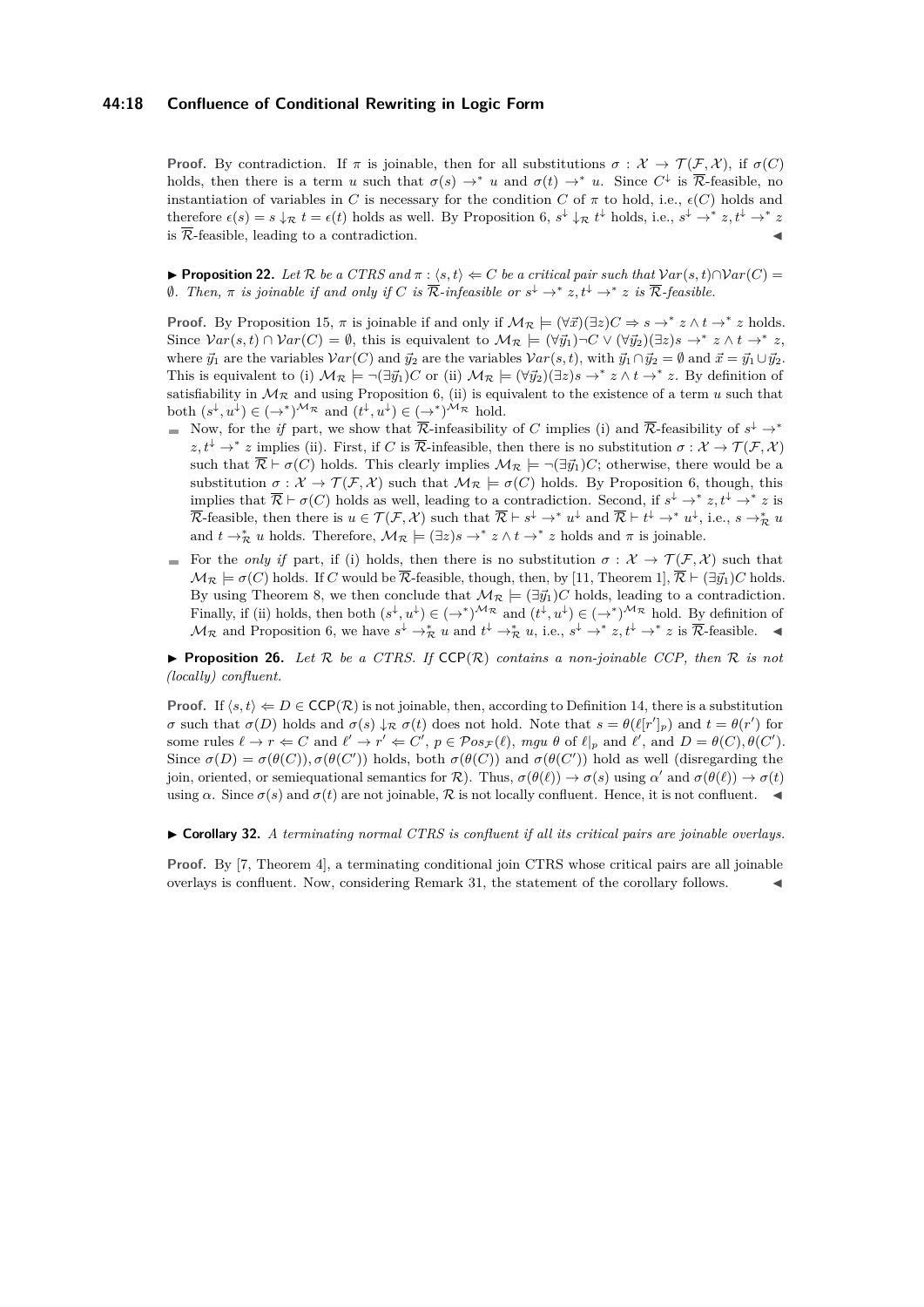**Proof.** By contradiction. If $\pi$ is joinable, then for all substitutions $\sigma : \mathcal{X} \to \mathcal{T}(\mathcal{F}, \mathcal{X})$, if $\sigma(C)$ holds, then there is a term $u$ such that $\sigma(s) \to^* u$ and $\sigma(t) \to^* u$. Since $C^\downarrow$ is $\overline{\mathcal{R}}$-feasible, no instantiation of variables in $C$ is necessary for the condition $C$ of $\pi$ to hold, i.e., $\epsilon(C)$ holds and therefore $\epsilon(s) = s \downarrow_\mathcal{R} t = \epsilon(t)$ holds as well. By Proposition 6, $s^\downarrow \downarrow_\mathcal{R} t^\downarrow$ holds, i.e., $s^\downarrow \to^* z, t^\downarrow \to^* z$ is $\overline{\mathcal{R}}$-feasible, leading to a contradiction. ◂

▶ **Proposition 22.** *Let $\mathcal{R}$ be a CTRS and $\pi : \langle s, t \rangle \Leftarrow C$ be a critical pair such that $\mathcal{V}ar(s,t) \cap \mathcal{V}ar(C) = \emptyset$. Then, $\pi$ is joinable if and only if $C$ is $\overline{\mathcal{R}}$-infeasible or $s^\downarrow \to^* z, t^\downarrow \to^* z$ is $\overline{\mathcal{R}}$-feasible.*

**Proof.** By Proposition 15, $\pi$ is joinable if and only if $\mathcal{M}_\mathcal{R} \models (\forall \vec{x})(\exists z) C \Rightarrow s \to^* z \wedge t \to^* z$ holds. Since $\mathcal{V}ar(s,t) \cap \mathcal{V}ar(C) = \emptyset$, this is equivalent to $\mathcal{M}_\mathcal{R} \models (\forall \vec{y}_1) \neg C \vee (\forall \vec{y}_2)(\exists z) s \to^* z \wedge t \to^* z$, where $\vec{y}_1$ are the variables $\mathcal{V}ar(C)$ and $\vec{y}_2$ are the variables $\mathcal{V}ar(s,t)$, with $\vec{y}_1 \cap \vec{y}_2 = \emptyset$ and $\vec{x} = \vec{y}_1 \cup \vec{y}_2$. This is equivalent to (i) $\mathcal{M}_\mathcal{R} \models \neg(\exists \vec{y}_1) C$ or (ii) $\mathcal{M}_\mathcal{R} \models (\forall \vec{y}_2)(\exists z) s \to^* z \wedge t \to^* z$. By definition of satisfiability in $\mathcal{M}_\mathcal{R}$ and using Proposition 6, (ii) is equivalent to the existence of a term $u$ such that both $(s^\downarrow, u^\downarrow) \in (\to^*)^{\mathcal{M}_\mathcal{R}}$ and $(t^\downarrow, u^\downarrow) \in (\to^*)^{\mathcal{M}_\mathcal{R}}$ hold.

- Now, for the *if* part, we show that $\overline{\mathcal{R}}$-infeasibility of $C$ implies (i) and $\overline{\mathcal{R}}$-feasibility of $s^\downarrow \to^* z, t^\downarrow \to^* z$ implies (ii). First, if $C$ is $\overline{\mathcal{R}}$-infeasible, then there is no substitution $\sigma : \mathcal{X} \to \mathcal{T}(\mathcal{F}, \mathcal{X})$ such that $\overline{\mathcal{R}} \vdash \sigma(C)$ holds. This clearly implies $\mathcal{M}_\mathcal{R} \models \neg(\exists \vec{y}_1) C$; otherwise, there would be a substitution $\sigma : \mathcal{X} \to \mathcal{T}(\mathcal{F}, \mathcal{X})$ such that $\mathcal{M}_\mathcal{R} \models \sigma(C)$ holds. By Proposition 6, though, this implies that $\overline{\mathcal{R}} \vdash \sigma(C)$ holds as well, leading to a contradiction. Second, if $s^\downarrow \to^* z, t^\downarrow \to^* z$ is $\overline{\mathcal{R}}$-feasible, then there is $u \in \mathcal{T}(\mathcal{F}, \mathcal{X})$ such that $\overline{\mathcal{R}} \vdash s^\downarrow \to^* u^\downarrow$ and $\overline{\mathcal{R}} \vdash t^\downarrow \to^* u^\downarrow$, i.e., $s \to^*_\mathcal{R} u$ and $t \to^*_\mathcal{R} u$ holds. Therefore, $\mathcal{M}_\mathcal{R} \models (\exists z) s \to^* z \wedge t \to^* z$ holds and $\pi$ is joinable.
- For the *only if* part, if (i) holds, then there is no substitution $\sigma : \mathcal{X} \to \mathcal{T}(\mathcal{F}, \mathcal{X})$ such that $\mathcal{M}_\mathcal{R} \models \sigma(C)$ holds. If $C$ would be $\overline{\mathcal{R}}$-feasible, though, then, by [11, Theorem 1], $\overline{\mathcal{R}} \vdash (\exists \vec{y}_1) C$ holds. By using Theorem 8, we then conclude that $\mathcal{M}_\mathcal{R} \models (\exists \vec{y}_1) C$ holds, leading to a contradiction. Finally, if (ii) holds, then both $(s^\downarrow, u^\downarrow) \in (\to^*)^{\mathcal{M}_\mathcal{R}}$ and $(t^\downarrow, u^\downarrow) \in (\to^*)^{\mathcal{M}_\mathcal{R}}$ hold. By definition of $\mathcal{M}_\mathcal{R}$ and Proposition 6, we have $s^\downarrow \to^*_\mathcal{R} u$ and $t^\downarrow \to^*_\mathcal{R} u$, i.e., $s^\downarrow \to^* z, t^\downarrow \to^* z$ is $\overline{\mathcal{R}}$-feasible. ◂

▶ **Proposition 26.** *Let $\mathcal{R}$ be a CTRS. If $\mathsf{CCP}(\mathcal{R})$ contains a non-joinable CCP, then $\mathcal{R}$ is not (locally) confluent.*

**Proof.** If $\langle s, t \rangle \Leftarrow D \in \mathsf{CCP}(\mathcal{R})$ is not joinable, then, according to Definition 14, there is a substitution $\sigma$ such that $\sigma(D)$ holds and $\sigma(s) \downarrow_\mathcal{R} \sigma(t)$ does not hold. Note that $s = \theta(\ell[r']_p)$ and $t = \theta(r')$ for some rules $\ell \to r \Leftarrow C$ and $\ell' \to r' \Leftarrow C'$, $p \in \mathcal{P}os_\mathcal{F}(\ell)$, *mgu* $\theta$ of $\ell|_p$ and $\ell'$, and $D = \theta(C), \theta(C')$. Since $\sigma(D) = \sigma(\theta(C)), \sigma(\theta(C'))$ holds, both $\sigma(\theta(C))$ and $\sigma(\theta(C'))$ hold as well (disregarding the join, oriented, or semiequational semantics for $\mathcal{R}$). Thus, $\sigma(\theta(\ell)) \to \sigma(s)$ using $\alpha'$ and $\sigma(\theta(\ell)) \to \sigma(t)$ using $\alpha$. Since $\sigma(s)$ and $\sigma(t)$ are not joinable, $\mathcal{R}$ is not locally confluent. Hence, it is not confluent. ◂

▶ **Corollary 32.** *A terminating normal CTRS is confluent if all its critical pairs are joinable overlays.*

**Proof.** By [7, Theorem 4], a terminating conditional join CTRS whose critical pairs are all joinable overlays is confluent. Now, considering Remark 31, the statement of the corollary follows. ◂